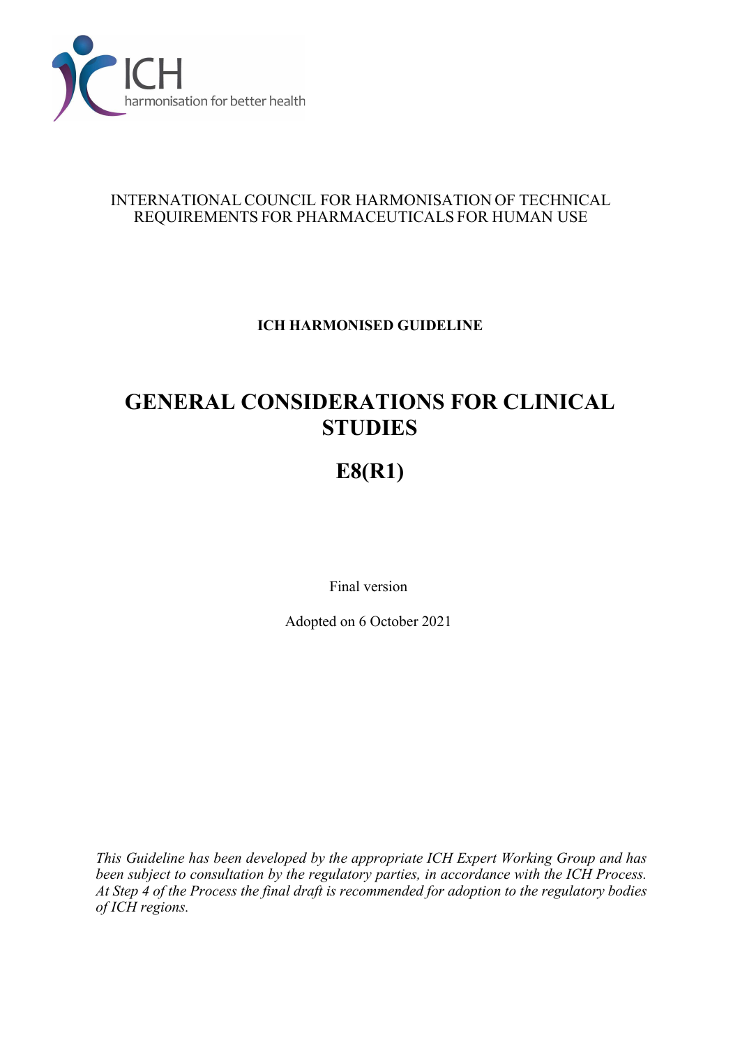ICH harmonisation for better health

INTERNATIONAL COUNCIL FOR HARMONISATION OF TECHNICAL REQUIREMENTS FOR PHARMACEUTICALS FOR HUMAN USE

**ICH HARMONISED GUIDELINE**

# GENERAL CONSIDERATIONS FOR CLINICAL STUDIES

# E8(R1)

Final version

Adopted on 6 October 2021

*This Guideline has been developed by the appropriate ICH Expert Working Group and has been subject to consultation by the regulatory parties, in accordance with the ICH Process. At Step 4 of the Process the final draft is recommended for adoption to the regulatory bodies of ICH regions.*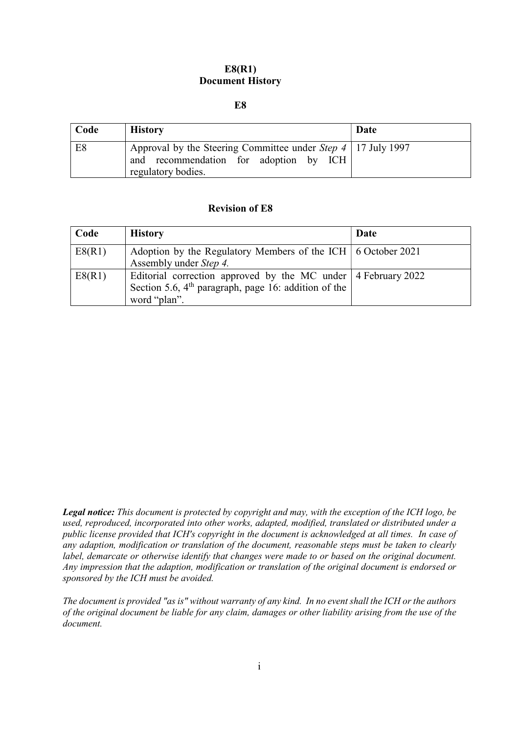# E8(R1)
# Document History

## E8

| Code | History | Date |
|---|---|---|
| E8 | Approval by the Steering Committee under *Step 4* and recommendation for adoption by ICH regulatory bodies. | 17 July 1997 |

## Revision of E8

| Code | History | Date |
|---|---|---|
| E8(R1) | Adoption by the Regulatory Members of the ICH Assembly under *Step 4.* | 6 October 2021 |
| E8(R1) | Editorial correction approved by the MC under Section 5.6, 4th paragraph, page 16: addition of the word "plan". | 4 February 2022 |

***Legal notice:*** *This document is protected by copyright and may, with the exception of the ICH logo, be used, reproduced, incorporated into other works, adapted, modified, translated or distributed under a public license provided that ICH's copyright in the document is acknowledged at all times. In case of any adaption, modification or translation of the document, reasonable steps must be taken to clearly label, demarcate or otherwise identify that changes were made to or based on the original document. Any impression that the adaption, modification or translation of the original document is endorsed or sponsored by the ICH must be avoided.*

*The document is provided "as is" without warranty of any kind. In no event shall the ICH or the authors of the original document be liable for any claim, damages or other liability arising from the use of the document.*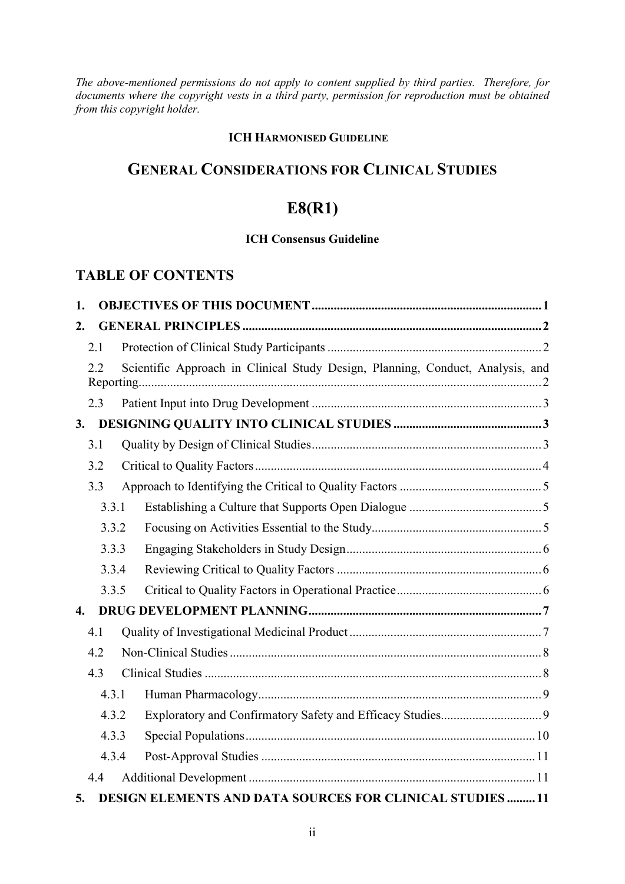*The above-mentioned permissions do not apply to content supplied by third parties. Therefore, for documents where the copyright vests in a third party, permission for reproduction must be obtained from this copyright holder.*

**ICH HARMONISED GUIDELINE**

# GENERAL CONSIDERATIONS FOR CLINICAL STUDIES

# E8(R1)

**ICH Consensus Guideline**

## TABLE OF CONTENTS

**1. OBJECTIVES OF THIS DOCUMENT** ........ 1

**2. GENERAL PRINCIPLES** ........ 2

- 2.1 Protection of Clinical Study Participants ........ 2
- 2.2 Scientific Approach in Clinical Study Design, Planning, Conduct, Analysis, and Reporting ........ 2
- 2.3 Patient Input into Drug Development ........ 3

**3. DESIGNING QUALITY INTO CLINICAL STUDIES** ........ 3

- 3.1 Quality by Design of Clinical Studies ........ 3
- 3.2 Critical to Quality Factors ........ 4
- 3.3 Approach to Identifying the Critical to Quality Factors ........ 5
  - 3.3.1 Establishing a Culture that Supports Open Dialogue ........ 5
  - 3.3.2 Focusing on Activities Essential to the Study ........ 5
  - 3.3.3 Engaging Stakeholders in Study Design ........ 6
  - 3.3.4 Reviewing Critical to Quality Factors ........ 6
  - 3.3.5 Critical to Quality Factors in Operational Practice ........ 6

**4. DRUG DEVELOPMENT PLANNING** ........ 7

- 4.1 Quality of Investigational Medicinal Product ........ 7
- 4.2 Non-Clinical Studies ........ 8
- 4.3 Clinical Studies ........ 8
  - 4.3.1 Human Pharmacology ........ 9
  - 4.3.2 Exploratory and Confirmatory Safety and Efficacy Studies ........ 9
  - 4.3.3 Special Populations ........ 10
  - 4.3.4 Post-Approval Studies ........ 11
- 4.4 Additional Development ........ 11

**5. DESIGN ELEMENTS AND DATA SOURCES FOR CLINICAL STUDIES** ........ 11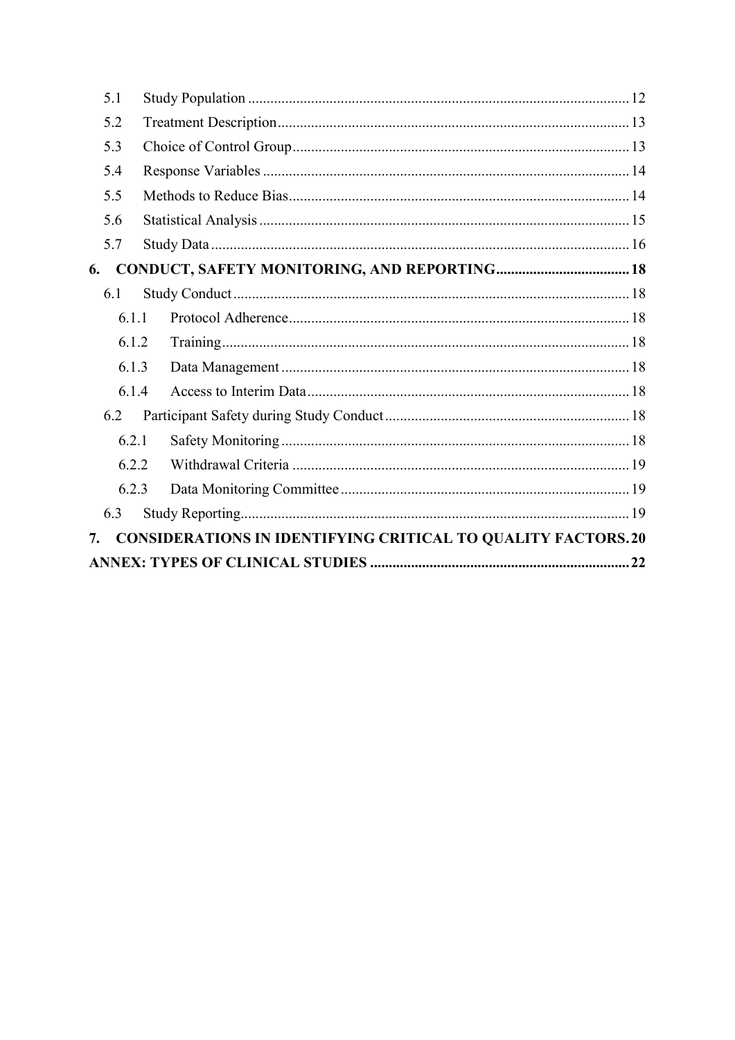5.1 Study Population ........................................................................................................ 12

5.2 Treatment Description ................................................................................................ 13

5.3 Choice of Control Group ............................................................................................ 13

5.4 Response Variables .................................................................................................... 14

5.5 Methods to Reduce Bias ............................................................................................. 14

5.6 Statistical Analysis ..................................................................................................... 15

5.7 Study Data .................................................................................................................. 16

**6. CONDUCT, SAFETY MONITORING, AND REPORTING .................................... 18**

6.1 Study Conduct ............................................................................................................ 18

6.1.1 Protocol Adherence ............................................................................................ 18

6.1.2 Training .............................................................................................................. 18

6.1.3 Data Management .............................................................................................. 18

6.1.4 Access to Interim Data ....................................................................................... 18

6.2 Participant Safety during Study Conduct .................................................................. 18

6.2.1 Safety Monitoring .............................................................................................. 18

6.2.2 Withdrawal Criteria ........................................................................................... 19

6.2.3 Data Monitoring Committee .............................................................................. 19

6.3 Study Reporting .......................................................................................................... 19

**7. CONSIDERATIONS IN IDENTIFYING CRITICAL TO QUALITY FACTORS. 20**

**ANNEX: TYPES OF CLINICAL STUDIES ...................................................................... 22**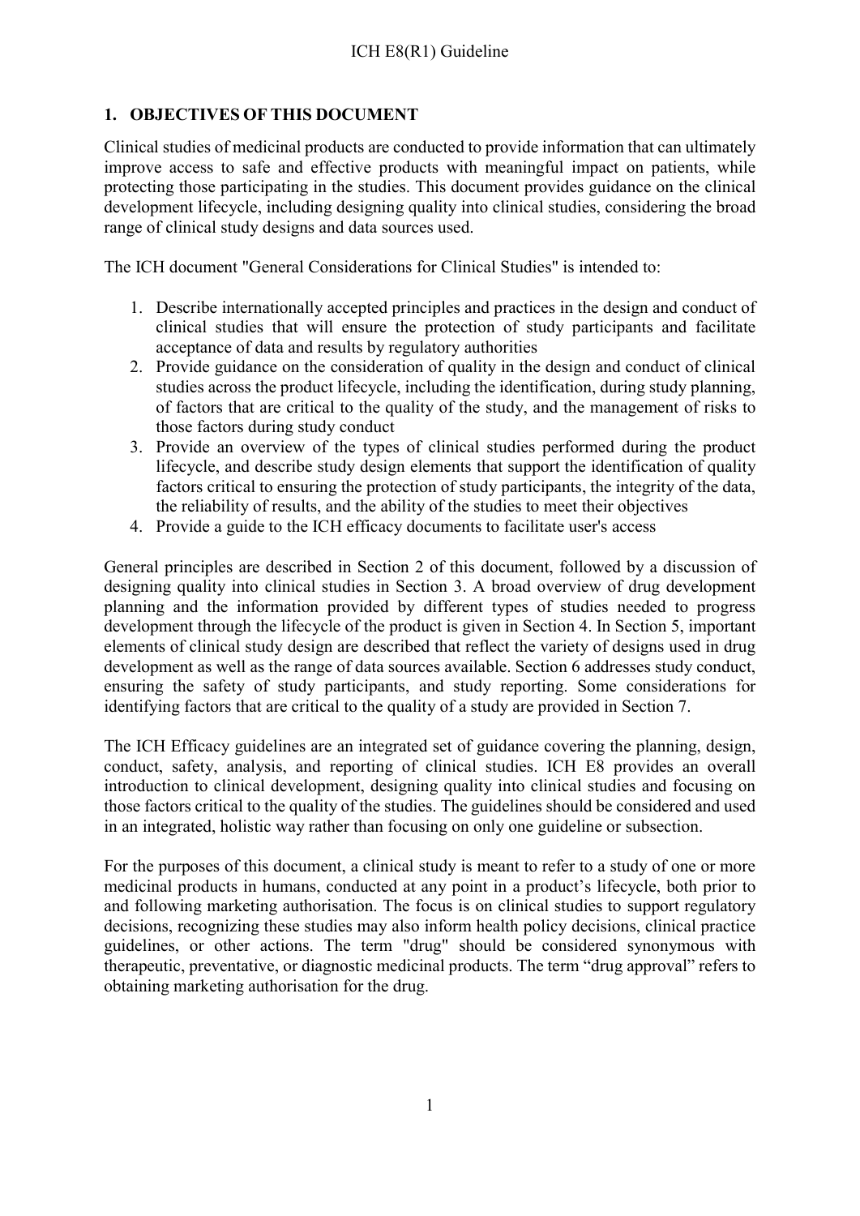## 1. OBJECTIVES OF THIS DOCUMENT

Clinical studies of medicinal products are conducted to provide information that can ultimately improve access to safe and effective products with meaningful impact on patients, while protecting those participating in the studies. This document provides guidance on the clinical development lifecycle, including designing quality into clinical studies, considering the broad range of clinical study designs and data sources used.

The ICH document "General Considerations for Clinical Studies" is intended to:

1. Describe internationally accepted principles and practices in the design and conduct of clinical studies that will ensure the protection of study participants and facilitate acceptance of data and results by regulatory authorities
2. Provide guidance on the consideration of quality in the design and conduct of clinical studies across the product lifecycle, including the identification, during study planning, of factors that are critical to the quality of the study, and the management of risks to those factors during study conduct
3. Provide an overview of the types of clinical studies performed during the product lifecycle, and describe study design elements that support the identification of quality factors critical to ensuring the protection of study participants, the integrity of the data, the reliability of results, and the ability of the studies to meet their objectives
4. Provide a guide to the ICH efficacy documents to facilitate user's access

General principles are described in Section 2 of this document, followed by a discussion of designing quality into clinical studies in Section 3. A broad overview of drug development planning and the information provided by different types of studies needed to progress development through the lifecycle of the product is given in Section 4. In Section 5, important elements of clinical study design are described that reflect the variety of designs used in drug development as well as the range of data sources available. Section 6 addresses study conduct, ensuring the safety of study participants, and study reporting. Some considerations for identifying factors that are critical to the quality of a study are provided in Section 7.

The ICH Efficacy guidelines are an integrated set of guidance covering the planning, design, conduct, safety, analysis, and reporting of clinical studies. ICH E8 provides an overall introduction to clinical development, designing quality into clinical studies and focusing on those factors critical to the quality of the studies. The guidelines should be considered and used in an integrated, holistic way rather than focusing on only one guideline or subsection.

For the purposes of this document, a clinical study is meant to refer to a study of one or more medicinal products in humans, conducted at any point in a product's lifecycle, both prior to and following marketing authorisation. The focus is on clinical studies to support regulatory decisions, recognizing these studies may also inform health policy decisions, clinical practice guidelines, or other actions. The term "drug" should be considered synonymous with therapeutic, preventative, or diagnostic medicinal products. The term "drug approval" refers to obtaining marketing authorisation for the drug.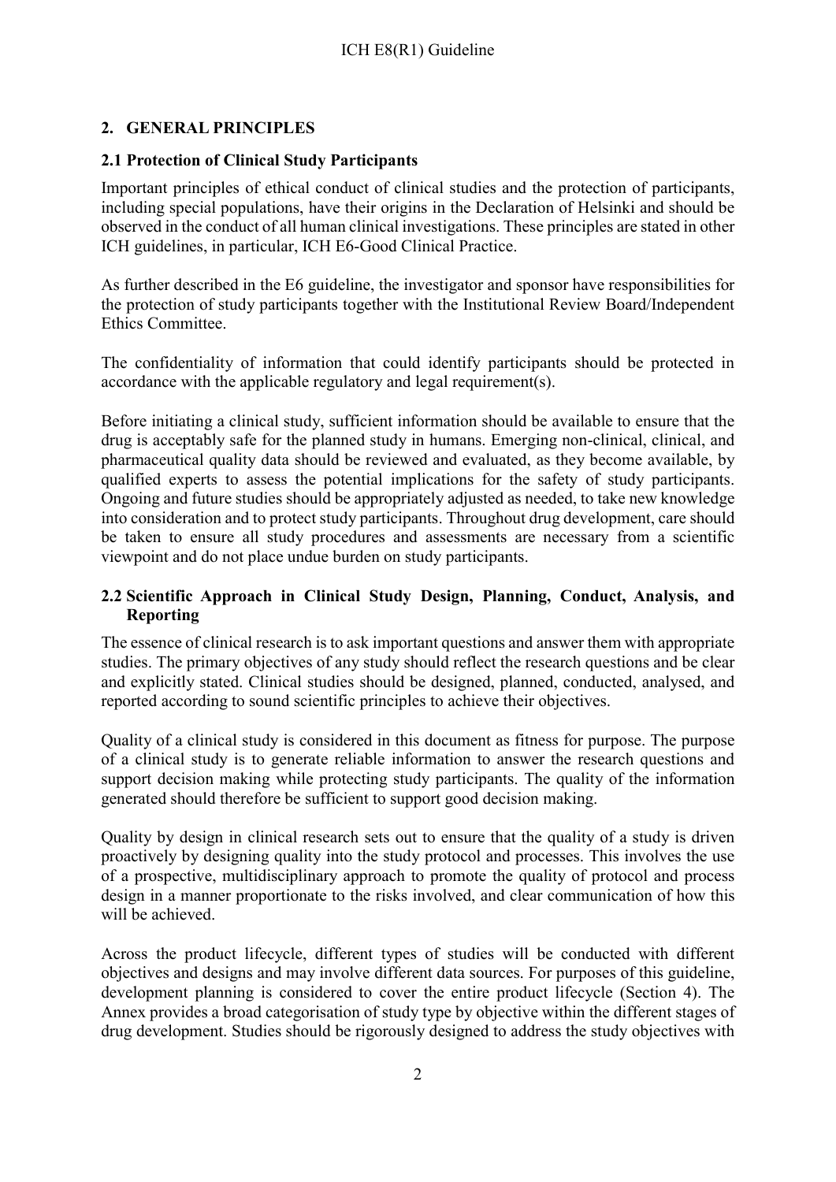## 2. GENERAL PRINCIPLES

### 2.1 Protection of Clinical Study Participants

Important principles of ethical conduct of clinical studies and the protection of participants, including special populations, have their origins in the Declaration of Helsinki and should be observed in the conduct of all human clinical investigations. These principles are stated in other ICH guidelines, in particular, ICH E6-Good Clinical Practice.

As further described in the E6 guideline, the investigator and sponsor have responsibilities for the protection of study participants together with the Institutional Review Board/Independent Ethics Committee.

The confidentiality of information that could identify participants should be protected in accordance with the applicable regulatory and legal requirement(s).

Before initiating a clinical study, sufficient information should be available to ensure that the drug is acceptably safe for the planned study in humans. Emerging non-clinical, clinical, and pharmaceutical quality data should be reviewed and evaluated, as they become available, by qualified experts to assess the potential implications for the safety of study participants. Ongoing and future studies should be appropriately adjusted as needed, to take new knowledge into consideration and to protect study participants. Throughout drug development, care should be taken to ensure all study procedures and assessments are necessary from a scientific viewpoint and do not place undue burden on study participants.

### 2.2 Scientific Approach in Clinical Study Design, Planning, Conduct, Analysis, and Reporting

The essence of clinical research is to ask important questions and answer them with appropriate studies. The primary objectives of any study should reflect the research questions and be clear and explicitly stated. Clinical studies should be designed, planned, conducted, analysed, and reported according to sound scientific principles to achieve their objectives.

Quality of a clinical study is considered in this document as fitness for purpose. The purpose of a clinical study is to generate reliable information to answer the research questions and support decision making while protecting study participants. The quality of the information generated should therefore be sufficient to support good decision making.

Quality by design in clinical research sets out to ensure that the quality of a study is driven proactively by designing quality into the study protocol and processes. This involves the use of a prospective, multidisciplinary approach to promote the quality of protocol and process design in a manner proportionate to the risks involved, and clear communication of how this will be achieved.

Across the product lifecycle, different types of studies will be conducted with different objectives and designs and may involve different data sources. For purposes of this guideline, development planning is considered to cover the entire product lifecycle (Section 4). The Annex provides a broad categorisation of study type by objective within the different stages of drug development. Studies should be rigorously designed to address the study objectives with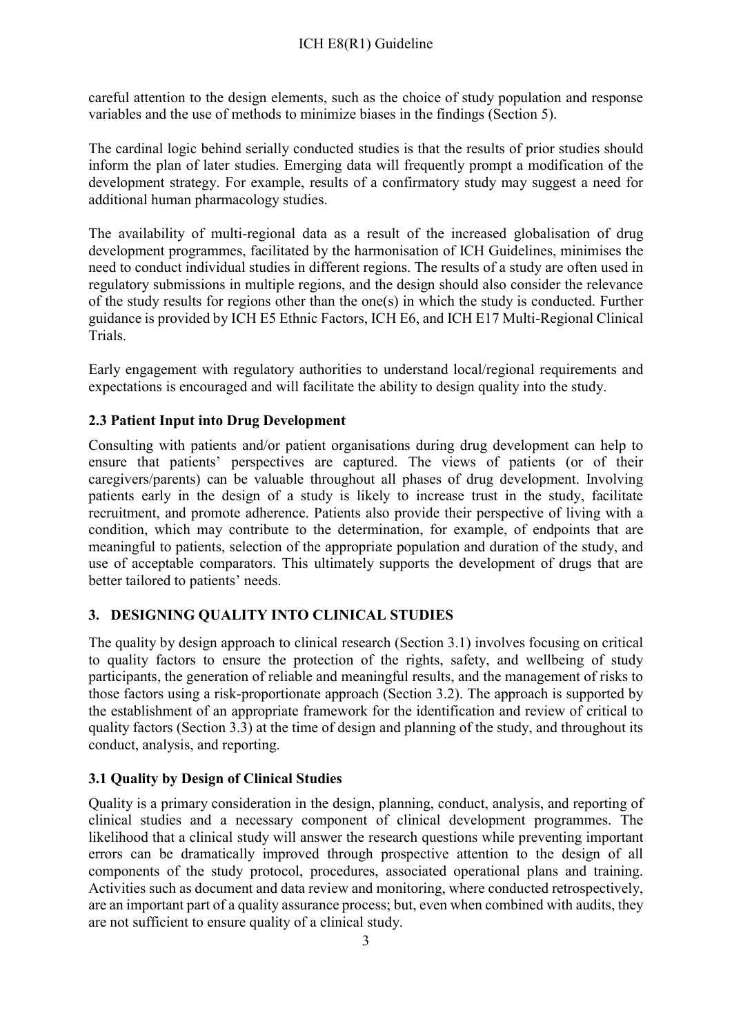careful attention to the design elements, such as the choice of study population and response variables and the use of methods to minimize biases in the findings (Section 5).

The cardinal logic behind serially conducted studies is that the results of prior studies should inform the plan of later studies. Emerging data will frequently prompt a modification of the development strategy. For example, results of a confirmatory study may suggest a need for additional human pharmacology studies.

The availability of multi-regional data as a result of the increased globalisation of drug development programmes, facilitated by the harmonisation of ICH Guidelines, minimises the need to conduct individual studies in different regions. The results of a study are often used in regulatory submissions in multiple regions, and the design should also consider the relevance of the study results for regions other than the one(s) in which the study is conducted. Further guidance is provided by ICH E5 Ethnic Factors, ICH E6, and ICH E17 Multi-Regional Clinical Trials.

Early engagement with regulatory authorities to understand local/regional requirements and expectations is encouraged and will facilitate the ability to design quality into the study.

### 2.3 Patient Input into Drug Development

Consulting with patients and/or patient organisations during drug development can help to ensure that patients' perspectives are captured. The views of patients (or of their caregivers/parents) can be valuable throughout all phases of drug development. Involving patients early in the design of a study is likely to increase trust in the study, facilitate recruitment, and promote adherence. Patients also provide their perspective of living with a condition, which may contribute to the determination, for example, of endpoints that are meaningful to patients, selection of the appropriate population and duration of the study, and use of acceptable comparators. This ultimately supports the development of drugs that are better tailored to patients' needs.

## 3. DESIGNING QUALITY INTO CLINICAL STUDIES

The quality by design approach to clinical research (Section 3.1) involves focusing on critical to quality factors to ensure the protection of the rights, safety, and wellbeing of study participants, the generation of reliable and meaningful results, and the management of risks to those factors using a risk-proportionate approach (Section 3.2). The approach is supported by the establishment of an appropriate framework for the identification and review of critical to quality factors (Section 3.3) at the time of design and planning of the study, and throughout its conduct, analysis, and reporting.

### 3.1 Quality by Design of Clinical Studies

Quality is a primary consideration in the design, planning, conduct, analysis, and reporting of clinical studies and a necessary component of clinical development programmes. The likelihood that a clinical study will answer the research questions while preventing important errors can be dramatically improved through prospective attention to the design of all components of the study protocol, procedures, associated operational plans and training. Activities such as document and data review and monitoring, where conducted retrospectively, are an important part of a quality assurance process; but, even when combined with audits, they are not sufficient to ensure quality of a clinical study.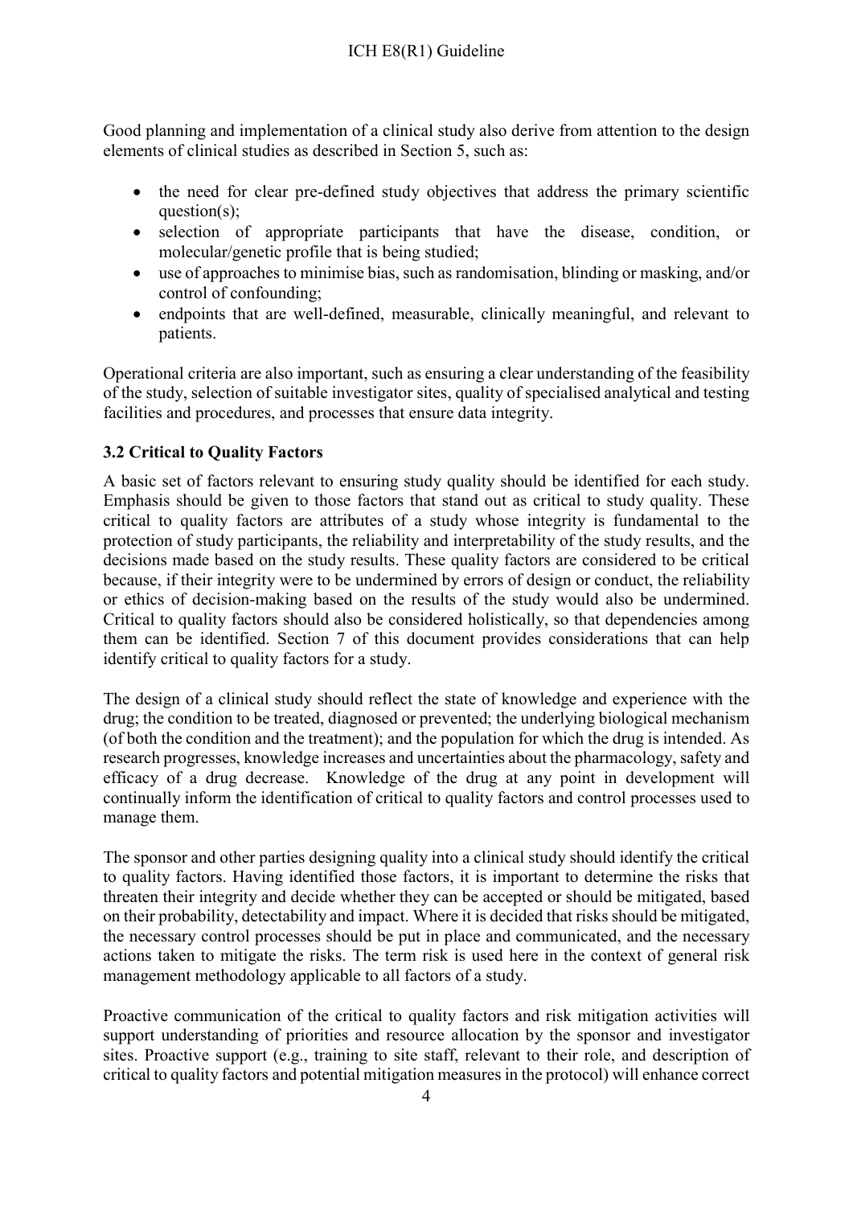Good planning and implementation of a clinical study also derive from attention to the design elements of clinical studies as described in Section 5, such as:

- the need for clear pre-defined study objectives that address the primary scientific question(s);
- selection of appropriate participants that have the disease, condition, or molecular/genetic profile that is being studied;
- use of approaches to minimise bias, such as randomisation, blinding or masking, and/or control of confounding;
- endpoints that are well-defined, measurable, clinically meaningful, and relevant to patients.

Operational criteria are also important, such as ensuring a clear understanding of the feasibility of the study, selection of suitable investigator sites, quality of specialised analytical and testing facilities and procedures, and processes that ensure data integrity.

### 3.2 Critical to Quality Factors

A basic set of factors relevant to ensuring study quality should be identified for each study. Emphasis should be given to those factors that stand out as critical to study quality. These critical to quality factors are attributes of a study whose integrity is fundamental to the protection of study participants, the reliability and interpretability of the study results, and the decisions made based on the study results. These quality factors are considered to be critical because, if their integrity were to be undermined by errors of design or conduct, the reliability or ethics of decision-making based on the results of the study would also be undermined. Critical to quality factors should also be considered holistically, so that dependencies among them can be identified. Section 7 of this document provides considerations that can help identify critical to quality factors for a study.

The design of a clinical study should reflect the state of knowledge and experience with the drug; the condition to be treated, diagnosed or prevented; the underlying biological mechanism (of both the condition and the treatment); and the population for which the drug is intended. As research progresses, knowledge increases and uncertainties about the pharmacology, safety and efficacy of a drug decrease. Knowledge of the drug at any point in development will continually inform the identification of critical to quality factors and control processes used to manage them.

The sponsor and other parties designing quality into a clinical study should identify the critical to quality factors. Having identified those factors, it is important to determine the risks that threaten their integrity and decide whether they can be accepted or should be mitigated, based on their probability, detectability and impact. Where it is decided that risks should be mitigated, the necessary control processes should be put in place and communicated, and the necessary actions taken to mitigate the risks. The term risk is used here in the context of general risk management methodology applicable to all factors of a study.

Proactive communication of the critical to quality factors and risk mitigation activities will support understanding of priorities and resource allocation by the sponsor and investigator sites. Proactive support (e.g., training to site staff, relevant to their role, and description of critical to quality factors and potential mitigation measures in the protocol) will enhance correct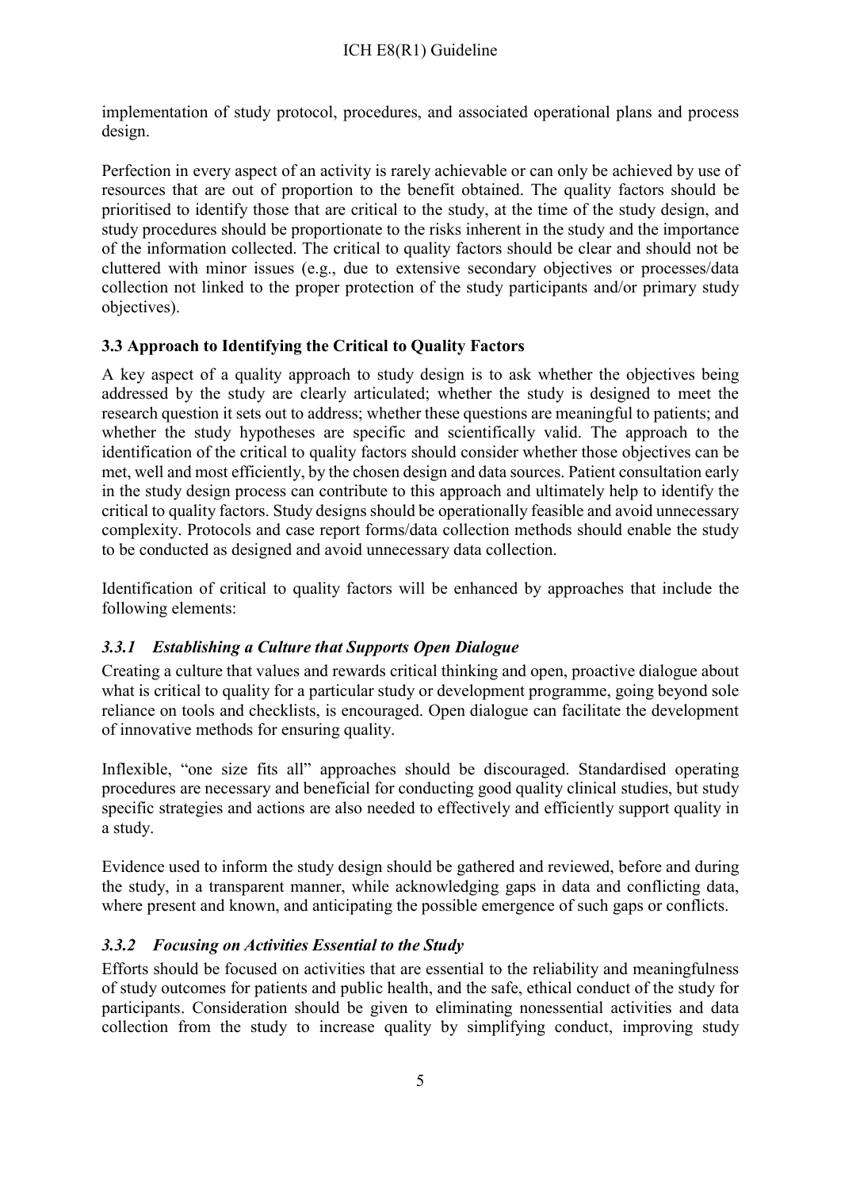implementation of study protocol, procedures, and associated operational plans and process design.

Perfection in every aspect of an activity is rarely achievable or can only be achieved by use of resources that are out of proportion to the benefit obtained. The quality factors should be prioritised to identify those that are critical to the study, at the time of the study design, and study procedures should be proportionate to the risks inherent in the study and the importance of the information collected. The critical to quality factors should be clear and should not be cluttered with minor issues (e.g., due to extensive secondary objectives or processes/data collection not linked to the proper protection of the study participants and/or primary study objectives).

### 3.3 Approach to Identifying the Critical to Quality Factors

A key aspect of a quality approach to study design is to ask whether the objectives being addressed by the study are clearly articulated; whether the study is designed to meet the research question it sets out to address; whether these questions are meaningful to patients; and whether the study hypotheses are specific and scientifically valid. The approach to the identification of the critical to quality factors should consider whether those objectives can be met, well and most efficiently, by the chosen design and data sources. Patient consultation early in the study design process can contribute to this approach and ultimately help to identify the critical to quality factors. Study designs should be operationally feasible and avoid unnecessary complexity. Protocols and case report forms/data collection methods should enable the study to be conducted as designed and avoid unnecessary data collection.

Identification of critical to quality factors will be enhanced by approaches that include the following elements:

#### *3.3.1 Establishing a Culture that Supports Open Dialogue*

Creating a culture that values and rewards critical thinking and open, proactive dialogue about what is critical to quality for a particular study or development programme, going beyond sole reliance on tools and checklists, is encouraged. Open dialogue can facilitate the development of innovative methods for ensuring quality.

Inflexible, "one size fits all" approaches should be discouraged. Standardised operating procedures are necessary and beneficial for conducting good quality clinical studies, but study specific strategies and actions are also needed to effectively and efficiently support quality in a study.

Evidence used to inform the study design should be gathered and reviewed, before and during the study, in a transparent manner, while acknowledging gaps in data and conflicting data, where present and known, and anticipating the possible emergence of such gaps or conflicts.

#### *3.3.2 Focusing on Activities Essential to the Study*

Efforts should be focused on activities that are essential to the reliability and meaningfulness of study outcomes for patients and public health, and the safe, ethical conduct of the study for participants. Consideration should be given to eliminating nonessential activities and data collection from the study to increase quality by simplifying conduct, improving study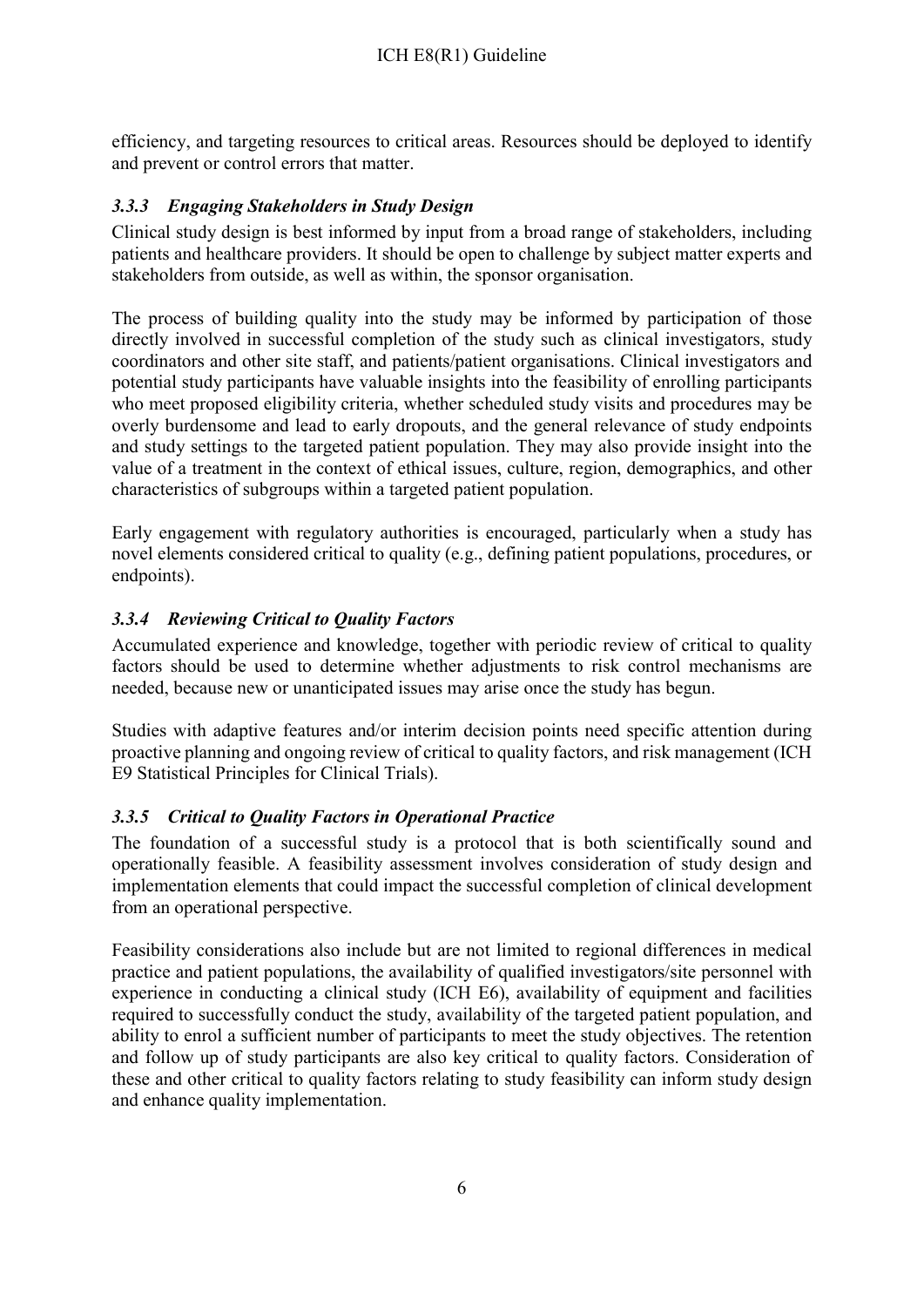efficiency, and targeting resources to critical areas. Resources should be deployed to identify and prevent or control errors that matter.

### *3.3.3 Engaging Stakeholders in Study Design*

Clinical study design is best informed by input from a broad range of stakeholders, including patients and healthcare providers. It should be open to challenge by subject matter experts and stakeholders from outside, as well as within, the sponsor organisation.

The process of building quality into the study may be informed by participation of those directly involved in successful completion of the study such as clinical investigators, study coordinators and other site staff, and patients/patient organisations. Clinical investigators and potential study participants have valuable insights into the feasibility of enrolling participants who meet proposed eligibility criteria, whether scheduled study visits and procedures may be overly burdensome and lead to early dropouts, and the general relevance of study endpoints and study settings to the targeted patient population. They may also provide insight into the value of a treatment in the context of ethical issues, culture, region, demographics, and other characteristics of subgroups within a targeted patient population.

Early engagement with regulatory authorities is encouraged, particularly when a study has novel elements considered critical to quality (e.g., defining patient populations, procedures, or endpoints).

### *3.3.4 Reviewing Critical to Quality Factors*

Accumulated experience and knowledge, together with periodic review of critical to quality factors should be used to determine whether adjustments to risk control mechanisms are needed, because new or unanticipated issues may arise once the study has begun.

Studies with adaptive features and/or interim decision points need specific attention during proactive planning and ongoing review of critical to quality factors, and risk management (ICH E9 Statistical Principles for Clinical Trials).

### *3.3.5 Critical to Quality Factors in Operational Practice*

The foundation of a successful study is a protocol that is both scientifically sound and operationally feasible. A feasibility assessment involves consideration of study design and implementation elements that could impact the successful completion of clinical development from an operational perspective.

Feasibility considerations also include but are not limited to regional differences in medical practice and patient populations, the availability of qualified investigators/site personnel with experience in conducting a clinical study (ICH E6), availability of equipment and facilities required to successfully conduct the study, availability of the targeted patient population, and ability to enrol a sufficient number of participants to meet the study objectives. The retention and follow up of study participants are also key critical to quality factors. Consideration of these and other critical to quality factors relating to study feasibility can inform study design and enhance quality implementation.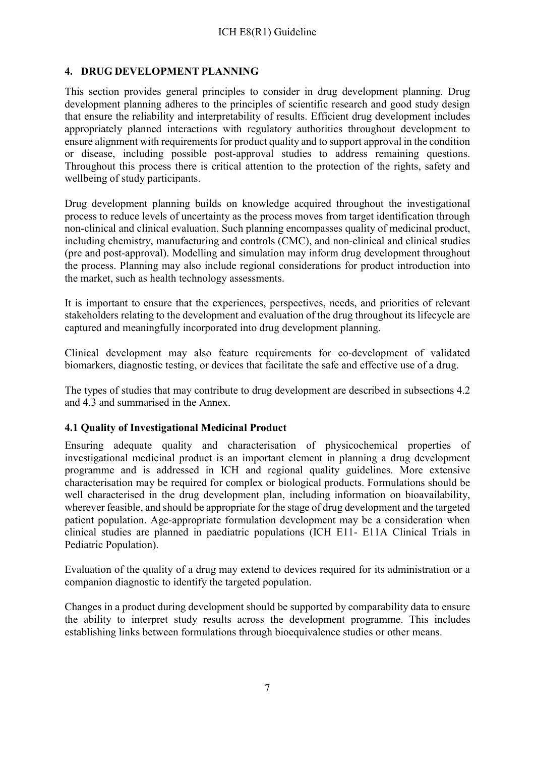## 4. DRUG DEVELOPMENT PLANNING

This section provides general principles to consider in drug development planning. Drug development planning adheres to the principles of scientific research and good study design that ensure the reliability and interpretability of results. Efficient drug development includes appropriately planned interactions with regulatory authorities throughout development to ensure alignment with requirements for product quality and to support approval in the condition or disease, including possible post-approval studies to address remaining questions. Throughout this process there is critical attention to the protection of the rights, safety and wellbeing of study participants.

Drug development planning builds on knowledge acquired throughout the investigational process to reduce levels of uncertainty as the process moves from target identification through non-clinical and clinical evaluation. Such planning encompasses quality of medicinal product, including chemistry, manufacturing and controls (CMC), and non-clinical and clinical studies (pre and post-approval). Modelling and simulation may inform drug development throughout the process. Planning may also include regional considerations for product introduction into the market, such as health technology assessments.

It is important to ensure that the experiences, perspectives, needs, and priorities of relevant stakeholders relating to the development and evaluation of the drug throughout its lifecycle are captured and meaningfully incorporated into drug development planning.

Clinical development may also feature requirements for co-development of validated biomarkers, diagnostic testing, or devices that facilitate the safe and effective use of a drug.

The types of studies that may contribute to drug development are described in subsections 4.2 and 4.3 and summarised in the Annex.

### 4.1 Quality of Investigational Medicinal Product

Ensuring adequate quality and characterisation of physicochemical properties of investigational medicinal product is an important element in planning a drug development programme and is addressed in ICH and regional quality guidelines. More extensive characterisation may be required for complex or biological products. Formulations should be well characterised in the drug development plan, including information on bioavailability, wherever feasible, and should be appropriate for the stage of drug development and the targeted patient population. Age-appropriate formulation development may be a consideration when clinical studies are planned in paediatric populations (ICH E11- E11A Clinical Trials in Pediatric Population).

Evaluation of the quality of a drug may extend to devices required for its administration or a companion diagnostic to identify the targeted population.

Changes in a product during development should be supported by comparability data to ensure the ability to interpret study results across the development programme. This includes establishing links between formulations through bioequivalence studies or other means.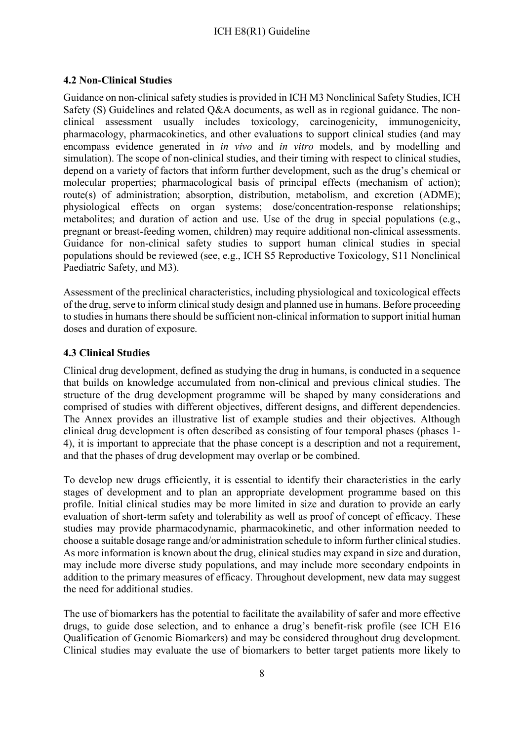### 4.2 Non-Clinical Studies

Guidance on non-clinical safety studies is provided in ICH M3 Nonclinical Safety Studies, ICH Safety (S) Guidelines and related Q&A documents, as well as in regional guidance. The non-clinical assessment usually includes toxicology, carcinogenicity, immunogenicity, pharmacology, pharmacokinetics, and other evaluations to support clinical studies (and may encompass evidence generated in *in vivo* and *in vitro* models, and by modelling and simulation). The scope of non-clinical studies, and their timing with respect to clinical studies, depend on a variety of factors that inform further development, such as the drug's chemical or molecular properties; pharmacological basis of principal effects (mechanism of action); route(s) of administration; absorption, distribution, metabolism, and excretion (ADME); physiological effects on organ systems; dose/concentration-response relationships; metabolites; and duration of action and use. Use of the drug in special populations (e.g., pregnant or breast-feeding women, children) may require additional non-clinical assessments. Guidance for non-clinical safety studies to support human clinical studies in special populations should be reviewed (see, e.g., ICH S5 Reproductive Toxicology, S11 Nonclinical Paediatric Safety, and M3).

Assessment of the preclinical characteristics, including physiological and toxicological effects of the drug, serve to inform clinical study design and planned use in humans. Before proceeding to studies in humans there should be sufficient non-clinical information to support initial human doses and duration of exposure.

### 4.3 Clinical Studies

Clinical drug development, defined as studying the drug in humans, is conducted in a sequence that builds on knowledge accumulated from non-clinical and previous clinical studies. The structure of the drug development programme will be shaped by many considerations and comprised of studies with different objectives, different designs, and different dependencies. The Annex provides an illustrative list of example studies and their objectives. Although clinical drug development is often described as consisting of four temporal phases (phases 1-4), it is important to appreciate that the phase concept is a description and not a requirement, and that the phases of drug development may overlap or be combined.

To develop new drugs efficiently, it is essential to identify their characteristics in the early stages of development and to plan an appropriate development programme based on this profile. Initial clinical studies may be more limited in size and duration to provide an early evaluation of short-term safety and tolerability as well as proof of concept of efficacy. These studies may provide pharmacodynamic, pharmacokinetic, and other information needed to choose a suitable dosage range and/or administration schedule to inform further clinical studies. As more information is known about the drug, clinical studies may expand in size and duration, may include more diverse study populations, and may include more secondary endpoints in addition to the primary measures of efficacy. Throughout development, new data may suggest the need for additional studies.

The use of biomarkers has the potential to facilitate the availability of safer and more effective drugs, to guide dose selection, and to enhance a drug's benefit-risk profile (see ICH E16 Qualification of Genomic Biomarkers) and may be considered throughout drug development. Clinical studies may evaluate the use of biomarkers to better target patients more likely to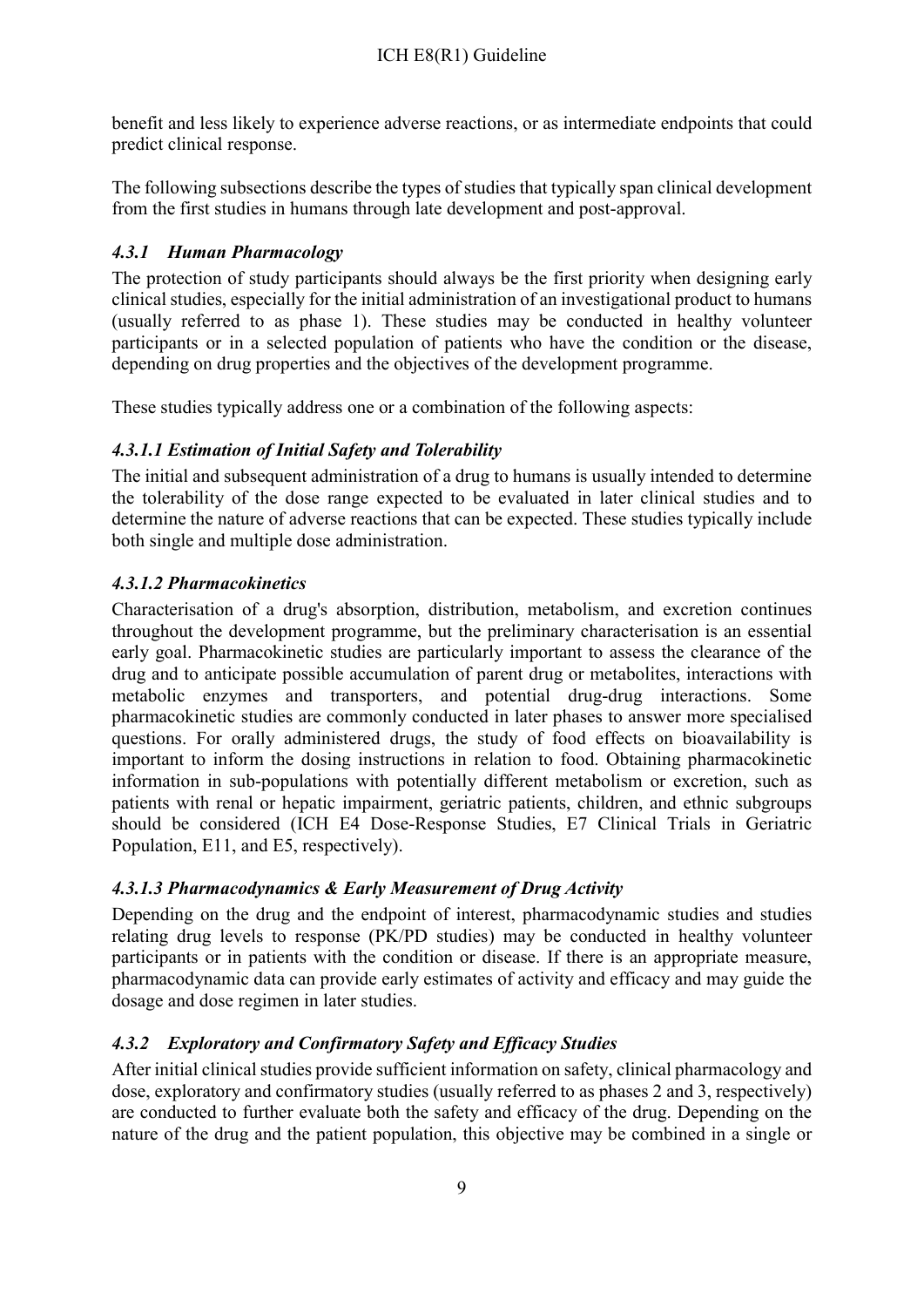benefit and less likely to experience adverse reactions, or as intermediate endpoints that could predict clinical response.

The following subsections describe the types of studies that typically span clinical development from the first studies in humans through late development and post-approval.

### *4.3.1 Human Pharmacology*

The protection of study participants should always be the first priority when designing early clinical studies, especially for the initial administration of an investigational product to humans (usually referred to as phase 1). These studies may be conducted in healthy volunteer participants or in a selected population of patients who have the condition or the disease, depending on drug properties and the objectives of the development programme.

These studies typically address one or a combination of the following aspects:

#### *4.3.1.1 Estimation of Initial Safety and Tolerability*

The initial and subsequent administration of a drug to humans is usually intended to determine the tolerability of the dose range expected to be evaluated in later clinical studies and to determine the nature of adverse reactions that can be expected. These studies typically include both single and multiple dose administration.

#### *4.3.1.2 Pharmacokinetics*

Characterisation of a drug's absorption, distribution, metabolism, and excretion continues throughout the development programme, but the preliminary characterisation is an essential early goal. Pharmacokinetic studies are particularly important to assess the clearance of the drug and to anticipate possible accumulation of parent drug or metabolites, interactions with metabolic enzymes and transporters, and potential drug-drug interactions. Some pharmacokinetic studies are commonly conducted in later phases to answer more specialised questions. For orally administered drugs, the study of food effects on bioavailability is important to inform the dosing instructions in relation to food. Obtaining pharmacokinetic information in sub-populations with potentially different metabolism or excretion, such as patients with renal or hepatic impairment, geriatric patients, children, and ethnic subgroups should be considered (ICH E4 Dose-Response Studies, E7 Clinical Trials in Geriatric Population, E11, and E5, respectively).

#### *4.3.1.3 Pharmacodynamics & Early Measurement of Drug Activity*

Depending on the drug and the endpoint of interest, pharmacodynamic studies and studies relating drug levels to response (PK/PD studies) may be conducted in healthy volunteer participants or in patients with the condition or disease. If there is an appropriate measure, pharmacodynamic data can provide early estimates of activity and efficacy and may guide the dosage and dose regimen in later studies.

### *4.3.2 Exploratory and Confirmatory Safety and Efficacy Studies*

After initial clinical studies provide sufficient information on safety, clinical pharmacology and dose, exploratory and confirmatory studies (usually referred to as phases 2 and 3, respectively) are conducted to further evaluate both the safety and efficacy of the drug. Depending on the nature of the drug and the patient population, this objective may be combined in a single or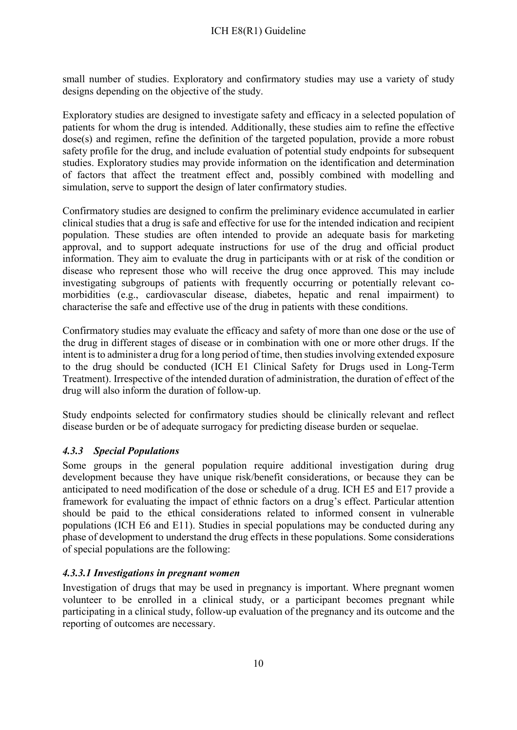small number of studies. Exploratory and confirmatory studies may use a variety of study designs depending on the objective of the study.

Exploratory studies are designed to investigate safety and efficacy in a selected population of patients for whom the drug is intended. Additionally, these studies aim to refine the effective dose(s) and regimen, refine the definition of the targeted population, provide a more robust safety profile for the drug, and include evaluation of potential study endpoints for subsequent studies. Exploratory studies may provide information on the identification and determination of factors that affect the treatment effect and, possibly combined with modelling and simulation, serve to support the design of later confirmatory studies.

Confirmatory studies are designed to confirm the preliminary evidence accumulated in earlier clinical studies that a drug is safe and effective for use for the intended indication and recipient population. These studies are often intended to provide an adequate basis for marketing approval, and to support adequate instructions for use of the drug and official product information. They aim to evaluate the drug in participants with or at risk of the condition or disease who represent those who will receive the drug once approved. This may include investigating subgroups of patients with frequently occurring or potentially relevant co-morbidities (e.g., cardiovascular disease, diabetes, hepatic and renal impairment) to characterise the safe and effective use of the drug in patients with these conditions.

Confirmatory studies may evaluate the efficacy and safety of more than one dose or the use of the drug in different stages of disease or in combination with one or more other drugs. If the intent is to administer a drug for a long period of time, then studies involving extended exposure to the drug should be conducted (ICH E1 Clinical Safety for Drugs used in Long-Term Treatment). Irrespective of the intended duration of administration, the duration of effect of the drug will also inform the duration of follow-up.

Study endpoints selected for confirmatory studies should be clinically relevant and reflect disease burden or be of adequate surrogacy for predicting disease burden or sequelae.

### *4.3.3 Special Populations*

Some groups in the general population require additional investigation during drug development because they have unique risk/benefit considerations, or because they can be anticipated to need modification of the dose or schedule of a drug. ICH E5 and E17 provide a framework for evaluating the impact of ethnic factors on a drug's effect. Particular attention should be paid to the ethical considerations related to informed consent in vulnerable populations (ICH E6 and E11). Studies in special populations may be conducted during any phase of development to understand the drug effects in these populations. Some considerations of special populations are the following:

#### *4.3.3.1 Investigations in pregnant women*

Investigation of drugs that may be used in pregnancy is important. Where pregnant women volunteer to be enrolled in a clinical study, or a participant becomes pregnant while participating in a clinical study, follow-up evaluation of the pregnancy and its outcome and the reporting of outcomes are necessary.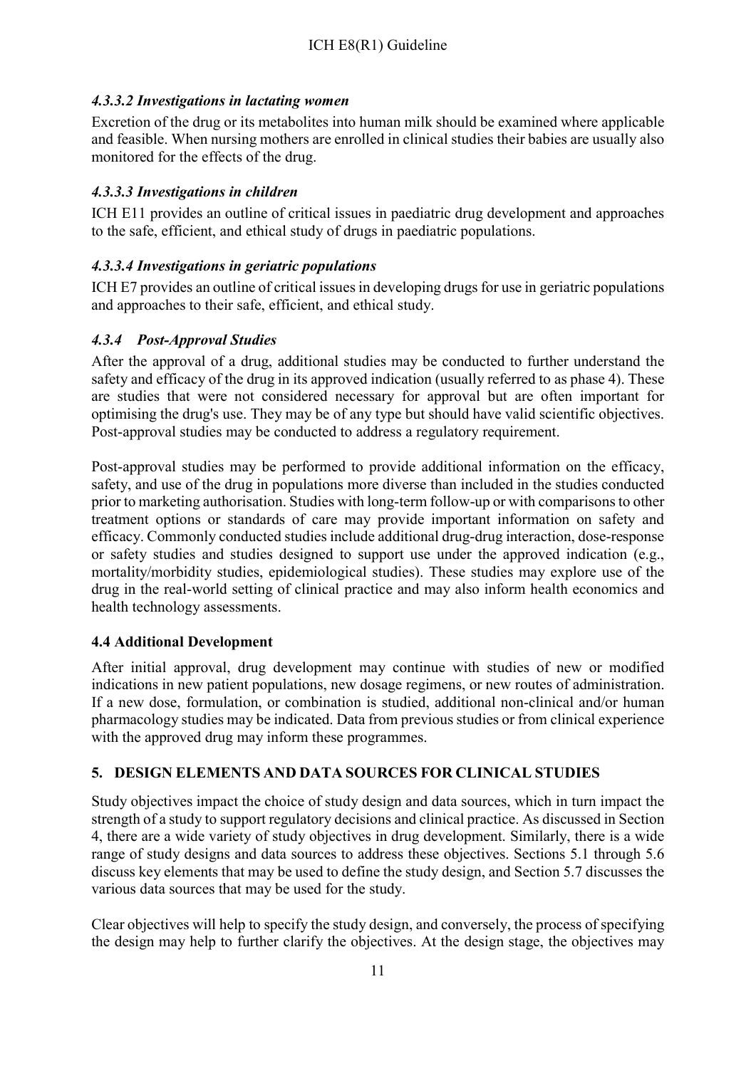#### *4.3.3.2 Investigations in lactating women*

Excretion of the drug or its metabolites into human milk should be examined where applicable and feasible. When nursing mothers are enrolled in clinical studies their babies are usually also monitored for the effects of the drug.

#### *4.3.3.3 Investigations in children*

ICH E11 provides an outline of critical issues in paediatric drug development and approaches to the safe, efficient, and ethical study of drugs in paediatric populations.

#### *4.3.3.4 Investigations in geriatric populations*

ICH E7 provides an outline of critical issues in developing drugs for use in geriatric populations and approaches to their safe, efficient, and ethical study.

### *4.3.4 Post-Approval Studies*

After the approval of a drug, additional studies may be conducted to further understand the safety and efficacy of the drug in its approved indication (usually referred to as phase 4). These are studies that were not considered necessary for approval but are often important for optimising the drug's use. They may be of any type but should have valid scientific objectives. Post-approval studies may be conducted to address a regulatory requirement.

Post-approval studies may be performed to provide additional information on the efficacy, safety, and use of the drug in populations more diverse than included in the studies conducted prior to marketing authorisation. Studies with long-term follow-up or with comparisons to other treatment options or standards of care may provide important information on safety and efficacy. Commonly conducted studies include additional drug-drug interaction, dose-response or safety studies and studies designed to support use under the approved indication (e.g., mortality/morbidity studies, epidemiological studies). These studies may explore use of the drug in the real-world setting of clinical practice and may also inform health economics and health technology assessments.

## 4.4 Additional Development

After initial approval, drug development may continue with studies of new or modified indications in new patient populations, new dosage regimens, or new routes of administration. If a new dose, formulation, or combination is studied, additional non-clinical and/or human pharmacology studies may be indicated. Data from previous studies or from clinical experience with the approved drug may inform these programmes.

# 5. DESIGN ELEMENTS AND DATA SOURCES FOR CLINICAL STUDIES

Study objectives impact the choice of study design and data sources, which in turn impact the strength of a study to support regulatory decisions and clinical practice. As discussed in Section 4, there are a wide variety of study objectives in drug development. Similarly, there is a wide range of study designs and data sources to address these objectives. Sections 5.1 through 5.6 discuss key elements that may be used to define the study design, and Section 5.7 discusses the various data sources that may be used for the study.

Clear objectives will help to specify the study design, and conversely, the process of specifying the design may help to further clarify the objectives. At the design stage, the objectives may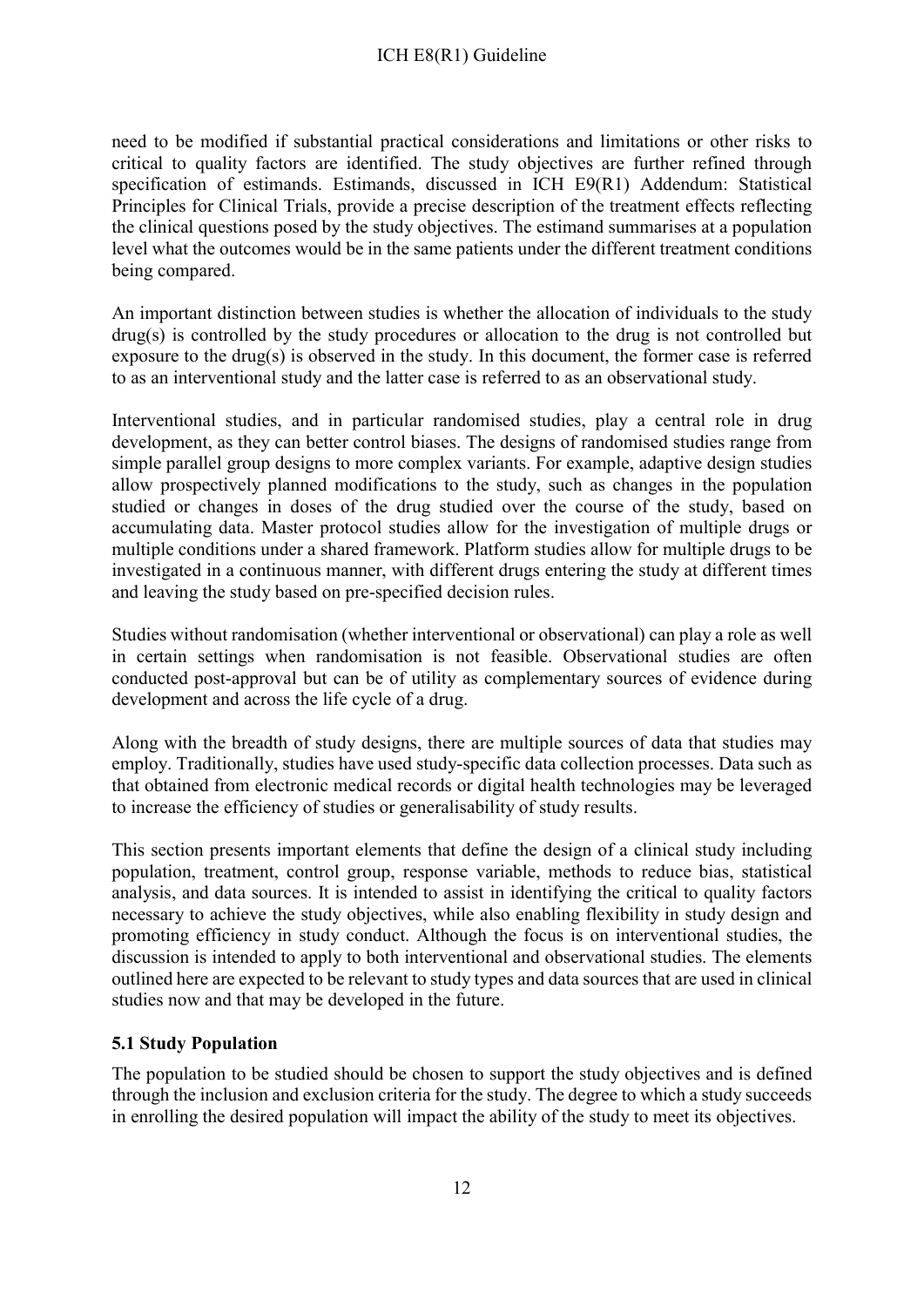need to be modified if substantial practical considerations and limitations or other risks to critical to quality factors are identified. The study objectives are further refined through specification of estimands. Estimands, discussed in ICH E9(R1) Addendum: Statistical Principles for Clinical Trials, provide a precise description of the treatment effects reflecting the clinical questions posed by the study objectives. The estimand summarises at a population level what the outcomes would be in the same patients under the different treatment conditions being compared.

An important distinction between studies is whether the allocation of individuals to the study drug(s) is controlled by the study procedures or allocation to the drug is not controlled but exposure to the drug(s) is observed in the study. In this document, the former case is referred to as an interventional study and the latter case is referred to as an observational study.

Interventional studies, and in particular randomised studies, play a central role in drug development, as they can better control biases. The designs of randomised studies range from simple parallel group designs to more complex variants. For example, adaptive design studies allow prospectively planned modifications to the study, such as changes in the population studied or changes in doses of the drug studied over the course of the study, based on accumulating data. Master protocol studies allow for the investigation of multiple drugs or multiple conditions under a shared framework. Platform studies allow for multiple drugs to be investigated in a continuous manner, with different drugs entering the study at different times and leaving the study based on pre-specified decision rules.

Studies without randomisation (whether interventional or observational) can play a role as well in certain settings when randomisation is not feasible. Observational studies are often conducted post-approval but can be of utility as complementary sources of evidence during development and across the life cycle of a drug.

Along with the breadth of study designs, there are multiple sources of data that studies may employ. Traditionally, studies have used study-specific data collection processes. Data such as that obtained from electronic medical records or digital health technologies may be leveraged to increase the efficiency of studies or generalisability of study results.

This section presents important elements that define the design of a clinical study including population, treatment, control group, response variable, methods to reduce bias, statistical analysis, and data sources. It is intended to assist in identifying the critical to quality factors necessary to achieve the study objectives, while also enabling flexibility in study design and promoting efficiency in study conduct. Although the focus is on interventional studies, the discussion is intended to apply to both interventional and observational studies. The elements outlined here are expected to be relevant to study types and data sources that are used in clinical studies now and that may be developed in the future.

### 5.1 Study Population

The population to be studied should be chosen to support the study objectives and is defined through the inclusion and exclusion criteria for the study. The degree to which a study succeeds in enrolling the desired population will impact the ability of the study to meet its objectives.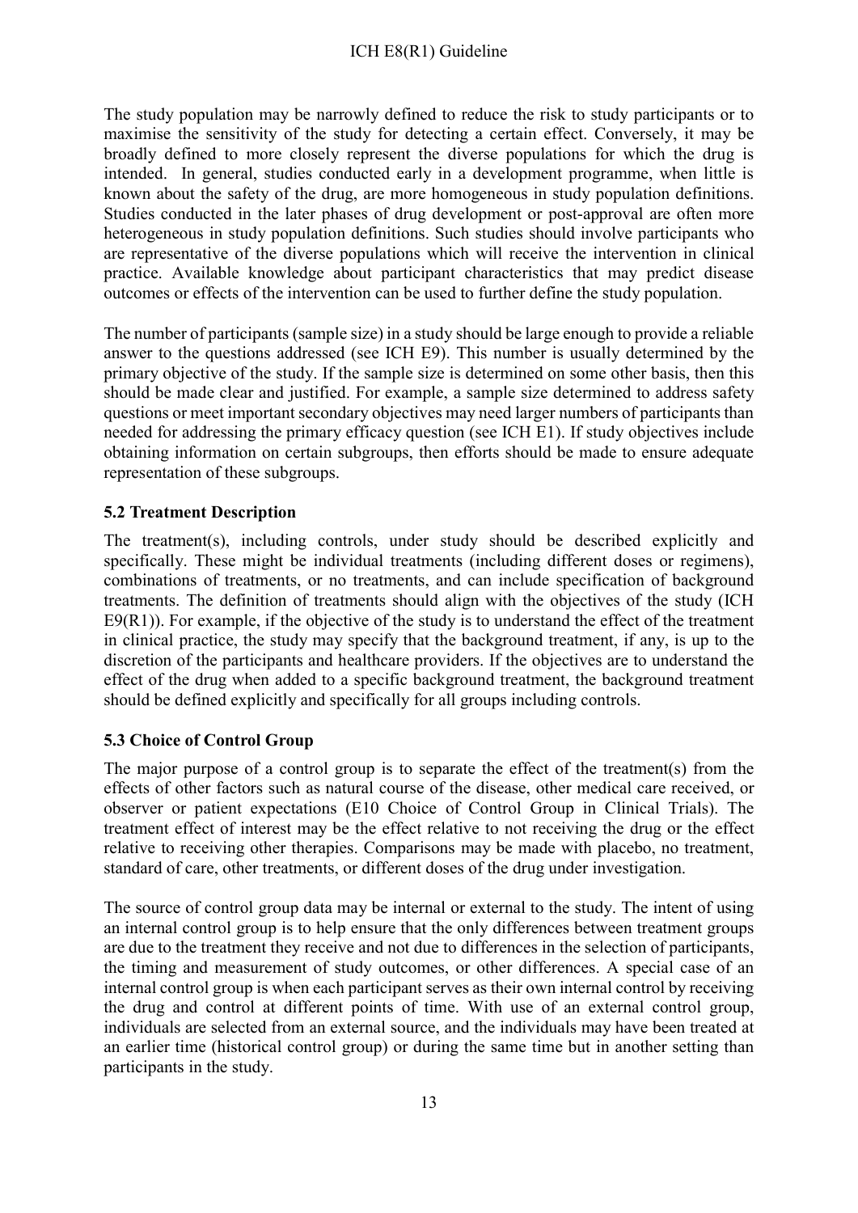The study population may be narrowly defined to reduce the risk to study participants or to maximise the sensitivity of the study for detecting a certain effect. Conversely, it may be broadly defined to more closely represent the diverse populations for which the drug is intended. In general, studies conducted early in a development programme, when little is known about the safety of the drug, are more homogeneous in study population definitions. Studies conducted in the later phases of drug development or post-approval are often more heterogeneous in study population definitions. Such studies should involve participants who are representative of the diverse populations which will receive the intervention in clinical practice. Available knowledge about participant characteristics that may predict disease outcomes or effects of the intervention can be used to further define the study population.

The number of participants (sample size) in a study should be large enough to provide a reliable answer to the questions addressed (see ICH E9). This number is usually determined by the primary objective of the study. If the sample size is determined on some other basis, then this should be made clear and justified. For example, a sample size determined to address safety questions or meet important secondary objectives may need larger numbers of participants than needed for addressing the primary efficacy question (see ICH E1). If study objectives include obtaining information on certain subgroups, then efforts should be made to ensure adequate representation of these subgroups.

### 5.2 Treatment Description

The treatment(s), including controls, under study should be described explicitly and specifically. These might be individual treatments (including different doses or regimens), combinations of treatments, or no treatments, and can include specification of background treatments. The definition of treatments should align with the objectives of the study (ICH E9(R1)). For example, if the objective of the study is to understand the effect of the treatment in clinical practice, the study may specify that the background treatment, if any, is up to the discretion of the participants and healthcare providers. If the objectives are to understand the effect of the drug when added to a specific background treatment, the background treatment should be defined explicitly and specifically for all groups including controls.

### 5.3 Choice of Control Group

The major purpose of a control group is to separate the effect of the treatment(s) from the effects of other factors such as natural course of the disease, other medical care received, or observer or patient expectations (E10 Choice of Control Group in Clinical Trials). The treatment effect of interest may be the effect relative to not receiving the drug or the effect relative to receiving other therapies. Comparisons may be made with placebo, no treatment, standard of care, other treatments, or different doses of the drug under investigation.

The source of control group data may be internal or external to the study. The intent of using an internal control group is to help ensure that the only differences between treatment groups are due to the treatment they receive and not due to differences in the selection of participants, the timing and measurement of study outcomes, or other differences. A special case of an internal control group is when each participant serves as their own internal control by receiving the drug and control at different points of time. With use of an external control group, individuals are selected from an external source, and the individuals may have been treated at an earlier time (historical control group) or during the same time but in another setting than participants in the study.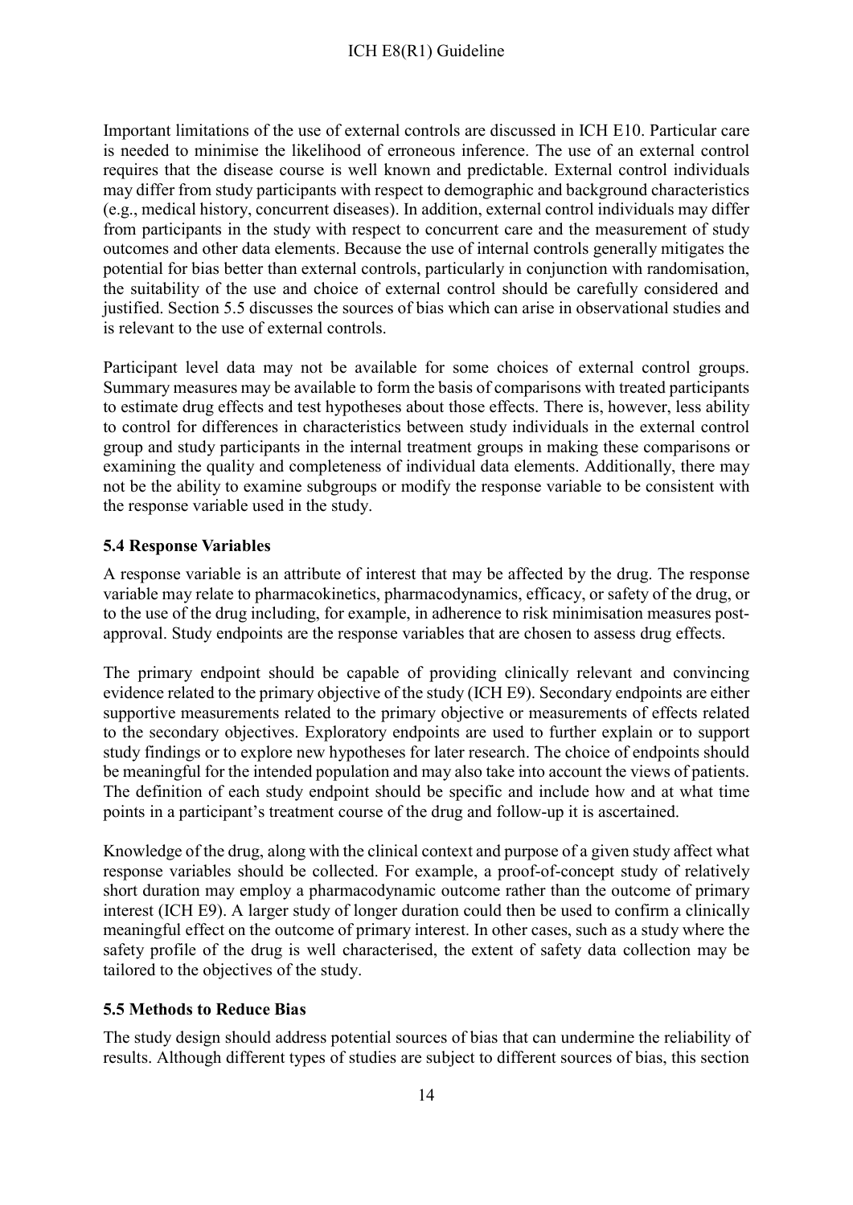Important limitations of the use of external controls are discussed in ICH E10. Particular care is needed to minimise the likelihood of erroneous inference. The use of an external control requires that the disease course is well known and predictable. External control individuals may differ from study participants with respect to demographic and background characteristics (e.g., medical history, concurrent diseases). In addition, external control individuals may differ from participants in the study with respect to concurrent care and the measurement of study outcomes and other data elements. Because the use of internal controls generally mitigates the potential for bias better than external controls, particularly in conjunction with randomisation, the suitability of the use and choice of external control should be carefully considered and justified. Section 5.5 discusses the sources of bias which can arise in observational studies and is relevant to the use of external controls.

Participant level data may not be available for some choices of external control groups. Summary measures may be available to form the basis of comparisons with treated participants to estimate drug effects and test hypotheses about those effects. There is, however, less ability to control for differences in characteristics between study individuals in the external control group and study participants in the internal treatment groups in making these comparisons or examining the quality and completeness of individual data elements. Additionally, there may not be the ability to examine subgroups or modify the response variable to be consistent with the response variable used in the study.

### 5.4 Response Variables

A response variable is an attribute of interest that may be affected by the drug. The response variable may relate to pharmacokinetics, pharmacodynamics, efficacy, or safety of the drug, or to the use of the drug including, for example, in adherence to risk minimisation measures post-approval. Study endpoints are the response variables that are chosen to assess drug effects.

The primary endpoint should be capable of providing clinically relevant and convincing evidence related to the primary objective of the study (ICH E9). Secondary endpoints are either supportive measurements related to the primary objective or measurements of effects related to the secondary objectives. Exploratory endpoints are used to further explain or to support study findings or to explore new hypotheses for later research. The choice of endpoints should be meaningful for the intended population and may also take into account the views of patients. The definition of each study endpoint should be specific and include how and at what time points in a participant's treatment course of the drug and follow-up it is ascertained.

Knowledge of the drug, along with the clinical context and purpose of a given study affect what response variables should be collected. For example, a proof-of-concept study of relatively short duration may employ a pharmacodynamic outcome rather than the outcome of primary interest (ICH E9). A larger study of longer duration could then be used to confirm a clinically meaningful effect on the outcome of primary interest. In other cases, such as a study where the safety profile of the drug is well characterised, the extent of safety data collection may be tailored to the objectives of the study.

### 5.5 Methods to Reduce Bias

The study design should address potential sources of bias that can undermine the reliability of results. Although different types of studies are subject to different sources of bias, this section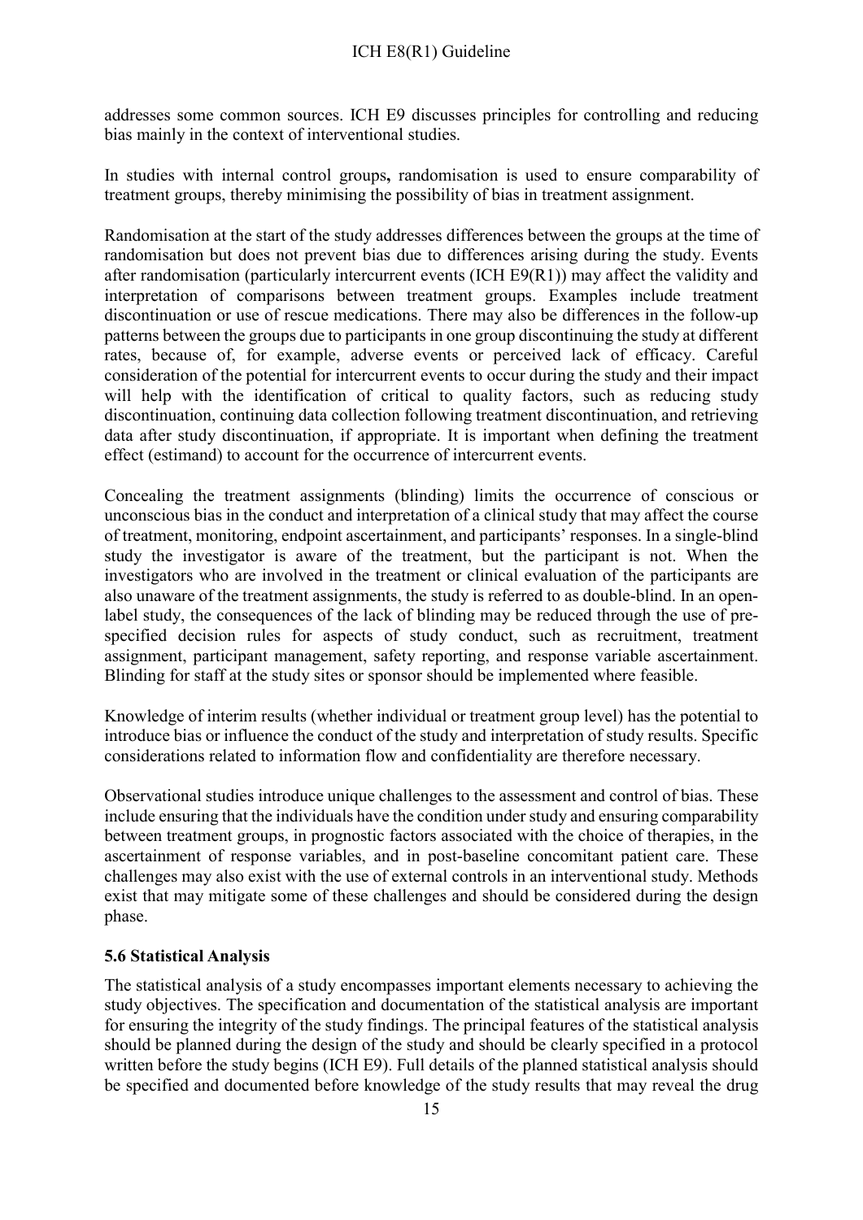addresses some common sources. ICH E9 discusses principles for controlling and reducing bias mainly in the context of interventional studies.

In studies with internal control groups**,** randomisation is used to ensure comparability of treatment groups, thereby minimising the possibility of bias in treatment assignment.

Randomisation at the start of the study addresses differences between the groups at the time of randomisation but does not prevent bias due to differences arising during the study. Events after randomisation (particularly intercurrent events (ICH E9(R1)) may affect the validity and interpretation of comparisons between treatment groups. Examples include treatment discontinuation or use of rescue medications. There may also be differences in the follow-up patterns between the groups due to participants in one group discontinuing the study at different rates, because of, for example, adverse events or perceived lack of efficacy. Careful consideration of the potential for intercurrent events to occur during the study and their impact will help with the identification of critical to quality factors, such as reducing study discontinuation, continuing data collection following treatment discontinuation, and retrieving data after study discontinuation, if appropriate. It is important when defining the treatment effect (estimand) to account for the occurrence of intercurrent events.

Concealing the treatment assignments (blinding) limits the occurrence of conscious or unconscious bias in the conduct and interpretation of a clinical study that may affect the course of treatment, monitoring, endpoint ascertainment, and participants' responses. In a single-blind study the investigator is aware of the treatment, but the participant is not. When the investigators who are involved in the treatment or clinical evaluation of the participants are also unaware of the treatment assignments, the study is referred to as double-blind. In an open-label study, the consequences of the lack of blinding may be reduced through the use of pre-specified decision rules for aspects of study conduct, such as recruitment, treatment assignment, participant management, safety reporting, and response variable ascertainment. Blinding for staff at the study sites or sponsor should be implemented where feasible.

Knowledge of interim results (whether individual or treatment group level) has the potential to introduce bias or influence the conduct of the study and interpretation of study results. Specific considerations related to information flow and confidentiality are therefore necessary.

Observational studies introduce unique challenges to the assessment and control of bias. These include ensuring that the individuals have the condition under study and ensuring comparability between treatment groups, in prognostic factors associated with the choice of therapies, in the ascertainment of response variables, and in post-baseline concomitant patient care. These challenges may also exist with the use of external controls in an interventional study. Methods exist that may mitigate some of these challenges and should be considered during the design phase.

### 5.6 Statistical Analysis

The statistical analysis of a study encompasses important elements necessary to achieving the study objectives. The specification and documentation of the statistical analysis are important for ensuring the integrity of the study findings. The principal features of the statistical analysis should be planned during the design of the study and should be clearly specified in a protocol written before the study begins (ICH E9). Full details of the planned statistical analysis should be specified and documented before knowledge of the study results that may reveal the drug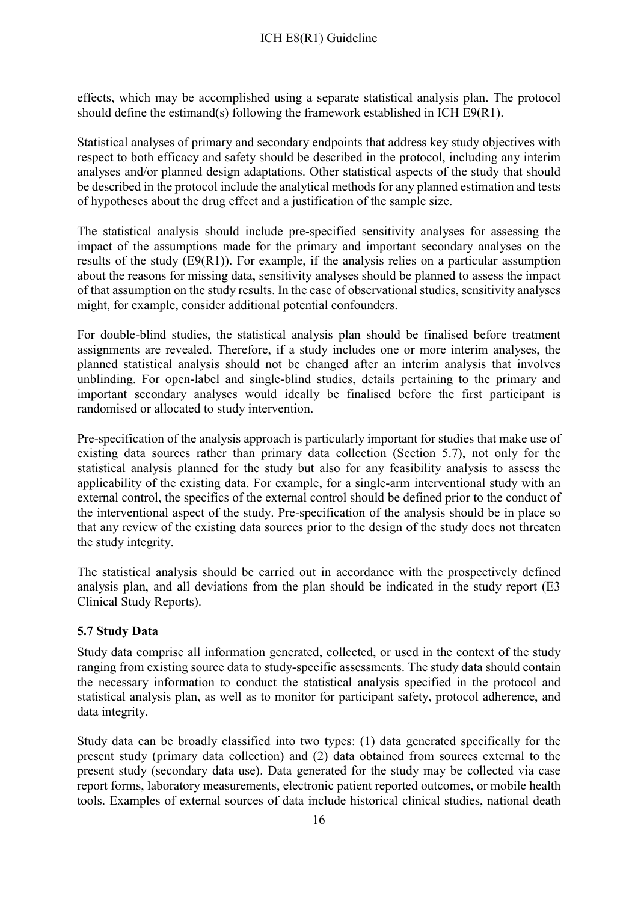effects, which may be accomplished using a separate statistical analysis plan. The protocol should define the estimand(s) following the framework established in ICH E9(R1).

Statistical analyses of primary and secondary endpoints that address key study objectives with respect to both efficacy and safety should be described in the protocol, including any interim analyses and/or planned design adaptations. Other statistical aspects of the study that should be described in the protocol include the analytical methods for any planned estimation and tests of hypotheses about the drug effect and a justification of the sample size.

The statistical analysis should include pre-specified sensitivity analyses for assessing the impact of the assumptions made for the primary and important secondary analyses on the results of the study (E9(R1)). For example, if the analysis relies on a particular assumption about the reasons for missing data, sensitivity analyses should be planned to assess the impact of that assumption on the study results. In the case of observational studies, sensitivity analyses might, for example, consider additional potential confounders.

For double-blind studies, the statistical analysis plan should be finalised before treatment assignments are revealed. Therefore, if a study includes one or more interim analyses, the planned statistical analysis should not be changed after an interim analysis that involves unblinding. For open-label and single-blind studies, details pertaining to the primary and important secondary analyses would ideally be finalised before the first participant is randomised or allocated to study intervention.

Pre-specification of the analysis approach is particularly important for studies that make use of existing data sources rather than primary data collection (Section 5.7), not only for the statistical analysis planned for the study but also for any feasibility analysis to assess the applicability of the existing data. For example, for a single-arm interventional study with an external control, the specifics of the external control should be defined prior to the conduct of the interventional aspect of the study. Pre-specification of the analysis should be in place so that any review of the existing data sources prior to the design of the study does not threaten the study integrity.

The statistical analysis should be carried out in accordance with the prospectively defined analysis plan, and all deviations from the plan should be indicated in the study report (E3 Clinical Study Reports).

### 5.7 Study Data

Study data comprise all information generated, collected, or used in the context of the study ranging from existing source data to study-specific assessments. The study data should contain the necessary information to conduct the statistical analysis specified in the protocol and statistical analysis plan, as well as to monitor for participant safety, protocol adherence, and data integrity.

Study data can be broadly classified into two types: (1) data generated specifically for the present study (primary data collection) and (2) data obtained from sources external to the present study (secondary data use). Data generated for the study may be collected via case report forms, laboratory measurements, electronic patient reported outcomes, or mobile health tools. Examples of external sources of data include historical clinical studies, national death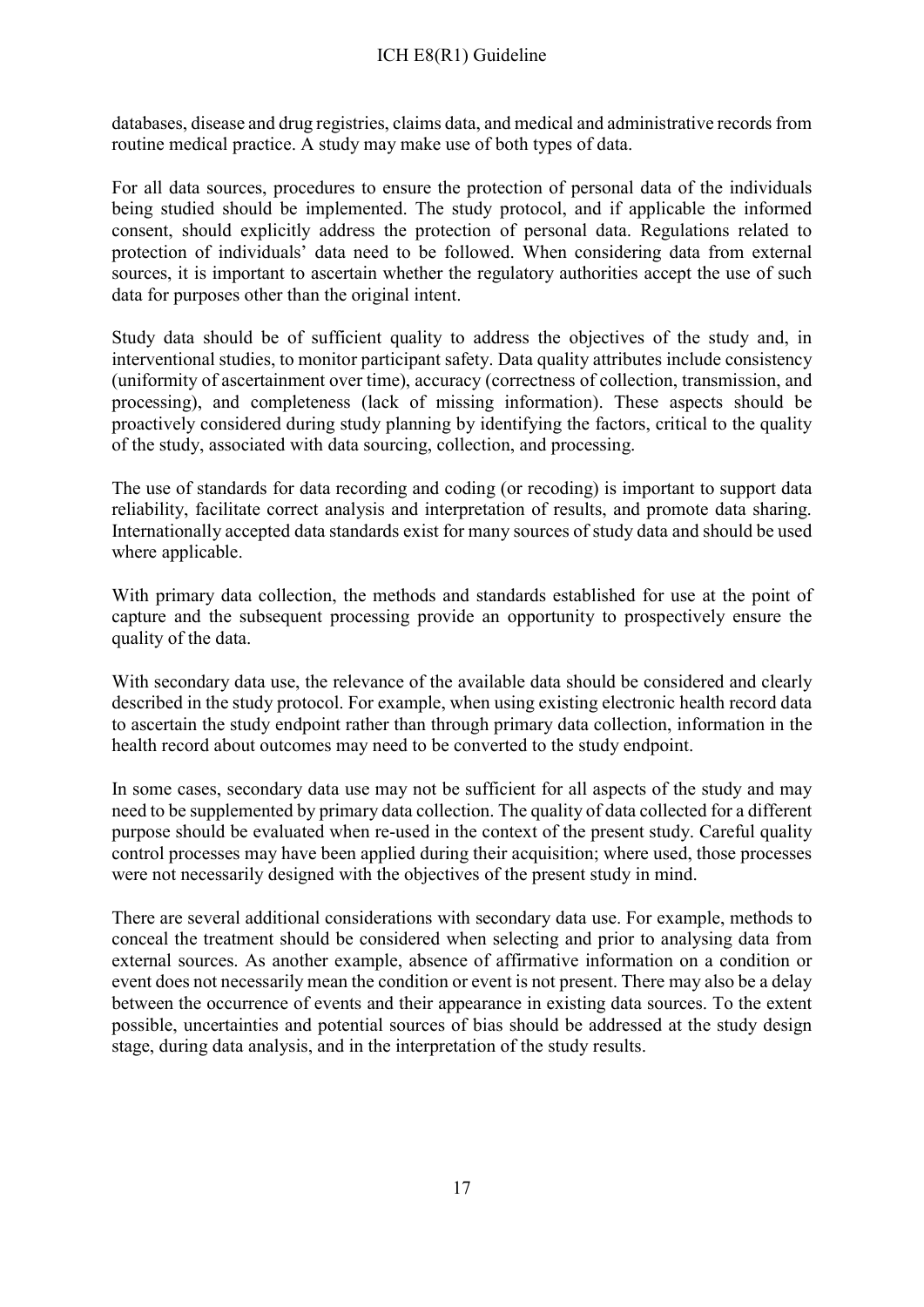databases, disease and drug registries, claims data, and medical and administrative records from routine medical practice. A study may make use of both types of data.

For all data sources, procedures to ensure the protection of personal data of the individuals being studied should be implemented. The study protocol, and if applicable the informed consent, should explicitly address the protection of personal data. Regulations related to protection of individuals' data need to be followed. When considering data from external sources, it is important to ascertain whether the regulatory authorities accept the use of such data for purposes other than the original intent.

Study data should be of sufficient quality to address the objectives of the study and, in interventional studies, to monitor participant safety. Data quality attributes include consistency (uniformity of ascertainment over time), accuracy (correctness of collection, transmission, and processing), and completeness (lack of missing information). These aspects should be proactively considered during study planning by identifying the factors, critical to the quality of the study, associated with data sourcing, collection, and processing.

The use of standards for data recording and coding (or recoding) is important to support data reliability, facilitate correct analysis and interpretation of results, and promote data sharing. Internationally accepted data standards exist for many sources of study data and should be used where applicable.

With primary data collection, the methods and standards established for use at the point of capture and the subsequent processing provide an opportunity to prospectively ensure the quality of the data.

With secondary data use, the relevance of the available data should be considered and clearly described in the study protocol. For example, when using existing electronic health record data to ascertain the study endpoint rather than through primary data collection, information in the health record about outcomes may need to be converted to the study endpoint.

In some cases, secondary data use may not be sufficient for all aspects of the study and may need to be supplemented by primary data collection. The quality of data collected for a different purpose should be evaluated when re-used in the context of the present study. Careful quality control processes may have been applied during their acquisition; where used, those processes were not necessarily designed with the objectives of the present study in mind.

There are several additional considerations with secondary data use. For example, methods to conceal the treatment should be considered when selecting and prior to analysing data from external sources. As another example, absence of affirmative information on a condition or event does not necessarily mean the condition or event is not present. There may also be a delay between the occurrence of events and their appearance in existing data sources. To the extent possible, uncertainties and potential sources of bias should be addressed at the study design stage, during data analysis, and in the interpretation of the study results.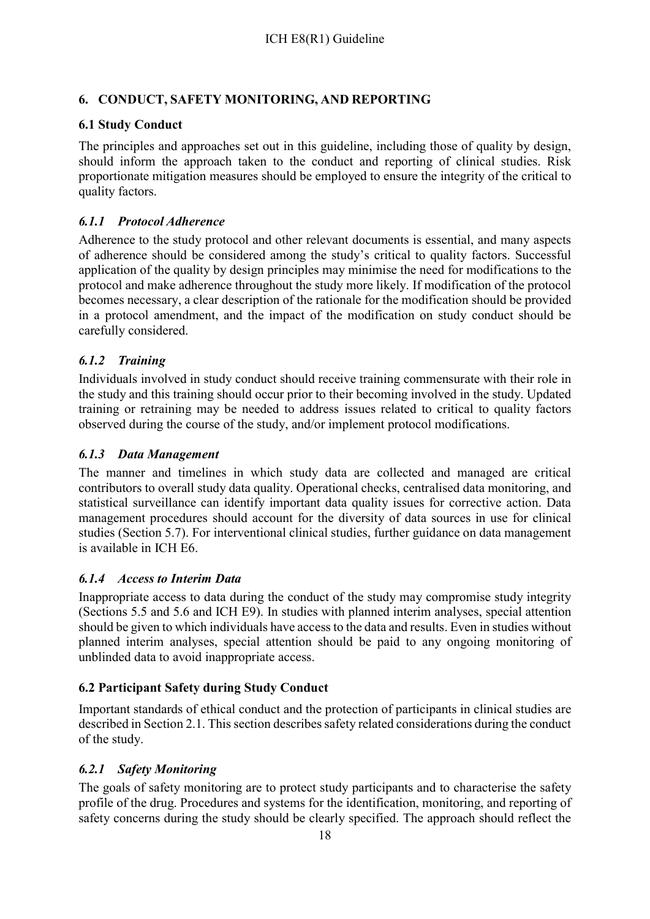## 6. CONDUCT, SAFETY MONITORING, AND REPORTING

### 6.1 Study Conduct

The principles and approaches set out in this guideline, including those of quality by design, should inform the approach taken to the conduct and reporting of clinical studies. Risk proportionate mitigation measures should be employed to ensure the integrity of the critical to quality factors.

#### *6.1.1 Protocol Adherence*

Adherence to the study protocol and other relevant documents is essential, and many aspects of adherence should be considered among the study's critical to quality factors. Successful application of the quality by design principles may minimise the need for modifications to the protocol and make adherence throughout the study more likely. If modification of the protocol becomes necessary, a clear description of the rationale for the modification should be provided in a protocol amendment, and the impact of the modification on study conduct should be carefully considered.

#### *6.1.2 Training*

Individuals involved in study conduct should receive training commensurate with their role in the study and this training should occur prior to their becoming involved in the study. Updated training or retraining may be needed to address issues related to critical to quality factors observed during the course of the study, and/or implement protocol modifications.

#### *6.1.3 Data Management*

The manner and timelines in which study data are collected and managed are critical contributors to overall study data quality. Operational checks, centralised data monitoring, and statistical surveillance can identify important data quality issues for corrective action. Data management procedures should account for the diversity of data sources in use for clinical studies (Section 5.7). For interventional clinical studies, further guidance on data management is available in ICH E6.

#### *6.1.4 Access to Interim Data*

Inappropriate access to data during the conduct of the study may compromise study integrity (Sections 5.5 and 5.6 and ICH E9). In studies with planned interim analyses, special attention should be given to which individuals have access to the data and results. Even in studies without planned interim analyses, special attention should be paid to any ongoing monitoring of unblinded data to avoid inappropriate access.

### 6.2 Participant Safety during Study Conduct

Important standards of ethical conduct and the protection of participants in clinical studies are described in Section 2.1. This section describes safety related considerations during the conduct of the study.

#### *6.2.1 Safety Monitoring*

The goals of safety monitoring are to protect study participants and to characterise the safety profile of the drug. Procedures and systems for the identification, monitoring, and reporting of safety concerns during the study should be clearly specified. The approach should reflect the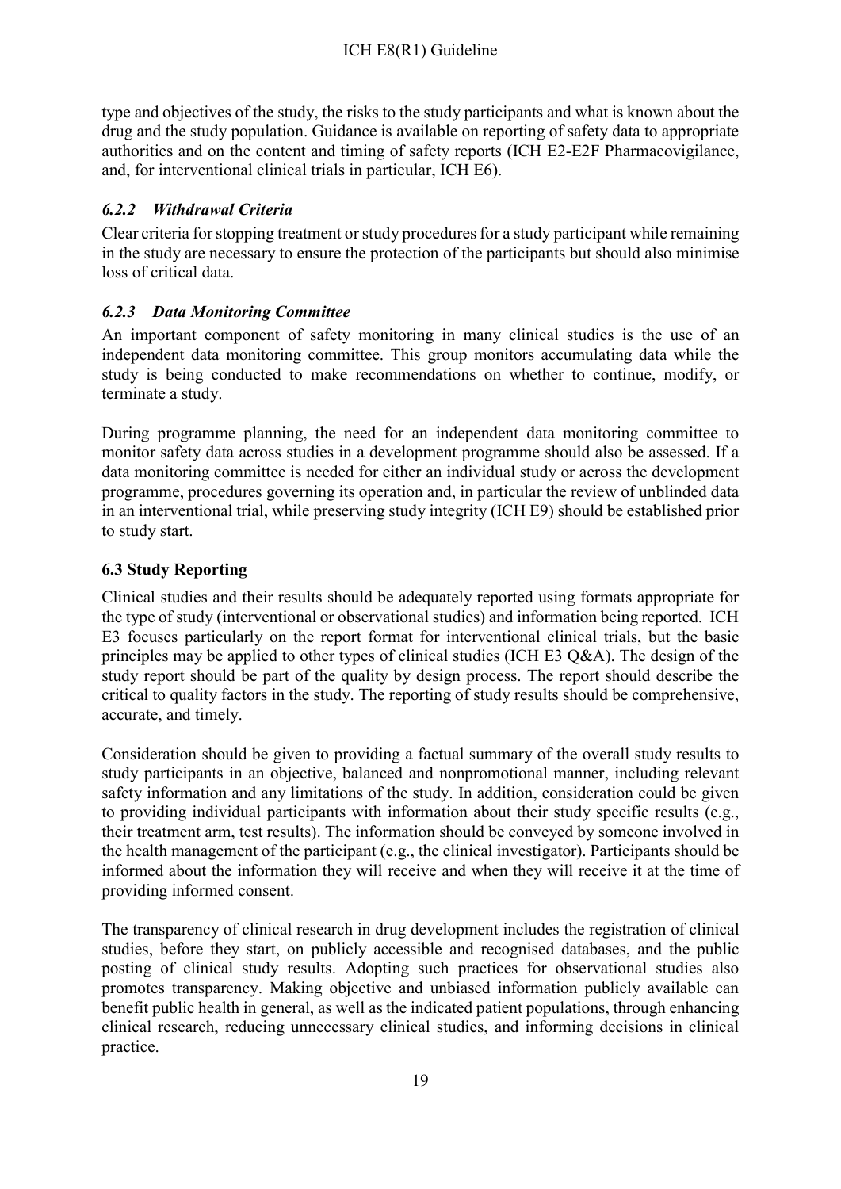type and objectives of the study, the risks to the study participants and what is known about the drug and the study population. Guidance is available on reporting of safety data to appropriate authorities and on the content and timing of safety reports (ICH E2-E2F Pharmacovigilance, and, for interventional clinical trials in particular, ICH E6).

### *6.2.2 Withdrawal Criteria*

Clear criteria for stopping treatment or study procedures for a study participant while remaining in the study are necessary to ensure the protection of the participants but should also minimise loss of critical data.

### *6.2.3 Data Monitoring Committee*

An important component of safety monitoring in many clinical studies is the use of an independent data monitoring committee. This group monitors accumulating data while the study is being conducted to make recommendations on whether to continue, modify, or terminate a study.

During programme planning, the need for an independent data monitoring committee to monitor safety data across studies in a development programme should also be assessed. If a data monitoring committee is needed for either an individual study or across the development programme, procedures governing its operation and, in particular the review of unblinded data in an interventional trial, while preserving study integrity (ICH E9) should be established prior to study start.

## 6.3 Study Reporting

Clinical studies and their results should be adequately reported using formats appropriate for the type of study (interventional or observational studies) and information being reported. ICH E3 focuses particularly on the report format for interventional clinical trials, but the basic principles may be applied to other types of clinical studies (ICH E3 Q&A). The design of the study report should be part of the quality by design process. The report should describe the critical to quality factors in the study. The reporting of study results should be comprehensive, accurate, and timely.

Consideration should be given to providing a factual summary of the overall study results to study participants in an objective, balanced and nonpromotional manner, including relevant safety information and any limitations of the study. In addition, consideration could be given to providing individual participants with information about their study specific results (e.g., their treatment arm, test results). The information should be conveyed by someone involved in the health management of the participant (e.g., the clinical investigator). Participants should be informed about the information they will receive and when they will receive it at the time of providing informed consent.

The transparency of clinical research in drug development includes the registration of clinical studies, before they start, on publicly accessible and recognised databases, and the public posting of clinical study results. Adopting such practices for observational studies also promotes transparency. Making objective and unbiased information publicly available can benefit public health in general, as well as the indicated patient populations, through enhancing clinical research, reducing unnecessary clinical studies, and informing decisions in clinical practice.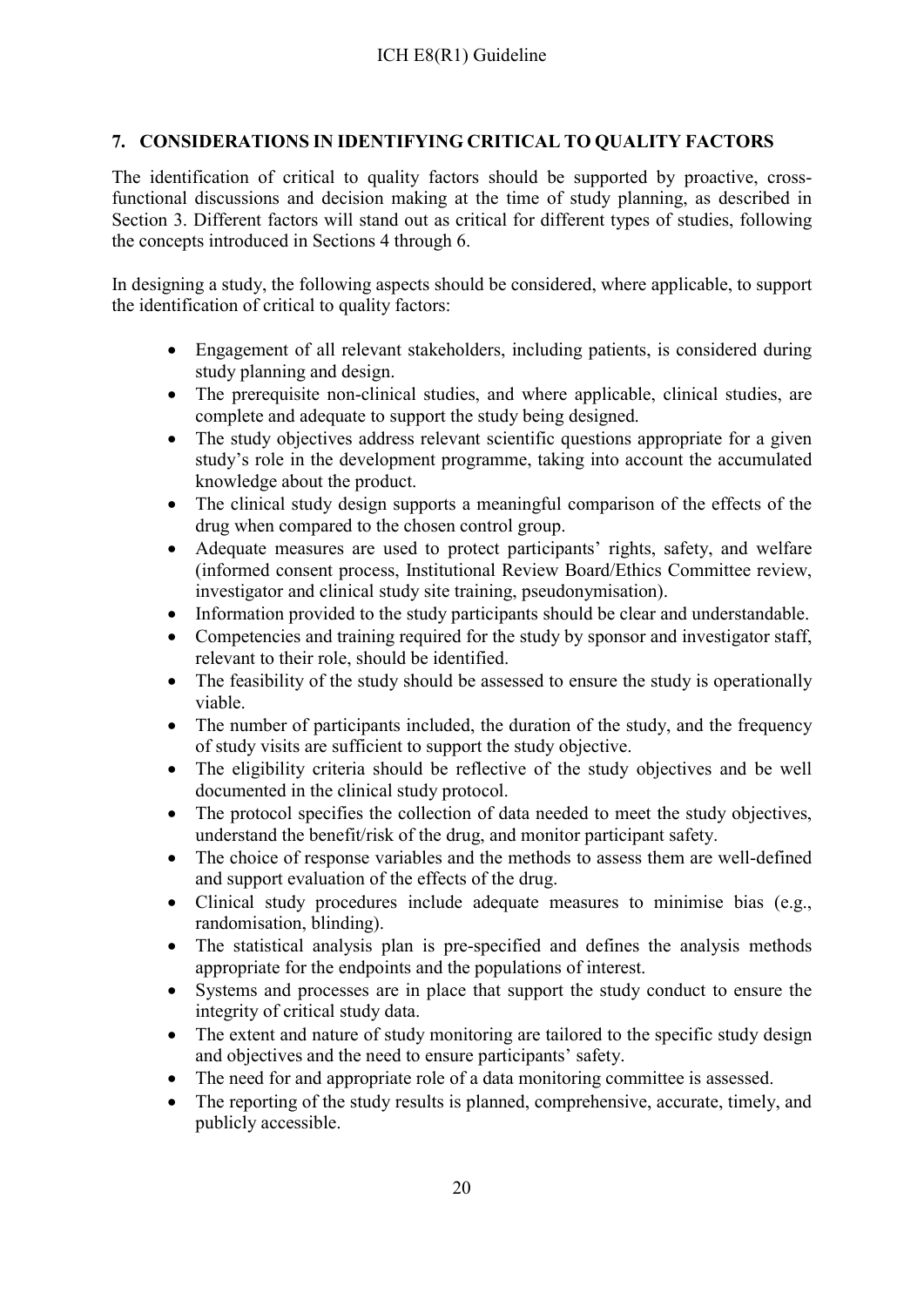## 7. CONSIDERATIONS IN IDENTIFYING CRITICAL TO QUALITY FACTORS

The identification of critical to quality factors should be supported by proactive, cross-functional discussions and decision making at the time of study planning, as described in Section 3. Different factors will stand out as critical for different types of studies, following the concepts introduced in Sections 4 through 6.

In designing a study, the following aspects should be considered, where applicable, to support the identification of critical to quality factors:

- Engagement of all relevant stakeholders, including patients, is considered during study planning and design.
- The prerequisite non-clinical studies, and where applicable, clinical studies, are complete and adequate to support the study being designed.
- The study objectives address relevant scientific questions appropriate for a given study's role in the development programme, taking into account the accumulated knowledge about the product.
- The clinical study design supports a meaningful comparison of the effects of the drug when compared to the chosen control group.
- Adequate measures are used to protect participants' rights, safety, and welfare (informed consent process, Institutional Review Board/Ethics Committee review, investigator and clinical study site training, pseudonymisation).
- Information provided to the study participants should be clear and understandable.
- Competencies and training required for the study by sponsor and investigator staff, relevant to their role, should be identified.
- The feasibility of the study should be assessed to ensure the study is operationally viable.
- The number of participants included, the duration of the study, and the frequency of study visits are sufficient to support the study objective.
- The eligibility criteria should be reflective of the study objectives and be well documented in the clinical study protocol.
- The protocol specifies the collection of data needed to meet the study objectives, understand the benefit/risk of the drug, and monitor participant safety.
- The choice of response variables and the methods to assess them are well-defined and support evaluation of the effects of the drug.
- Clinical study procedures include adequate measures to minimise bias (e.g., randomisation, blinding).
- The statistical analysis plan is pre-specified and defines the analysis methods appropriate for the endpoints and the populations of interest.
- Systems and processes are in place that support the study conduct to ensure the integrity of critical study data.
- The extent and nature of study monitoring are tailored to the specific study design and objectives and the need to ensure participants' safety.
- The need for and appropriate role of a data monitoring committee is assessed.
- The reporting of the study results is planned, comprehensive, accurate, timely, and publicly accessible.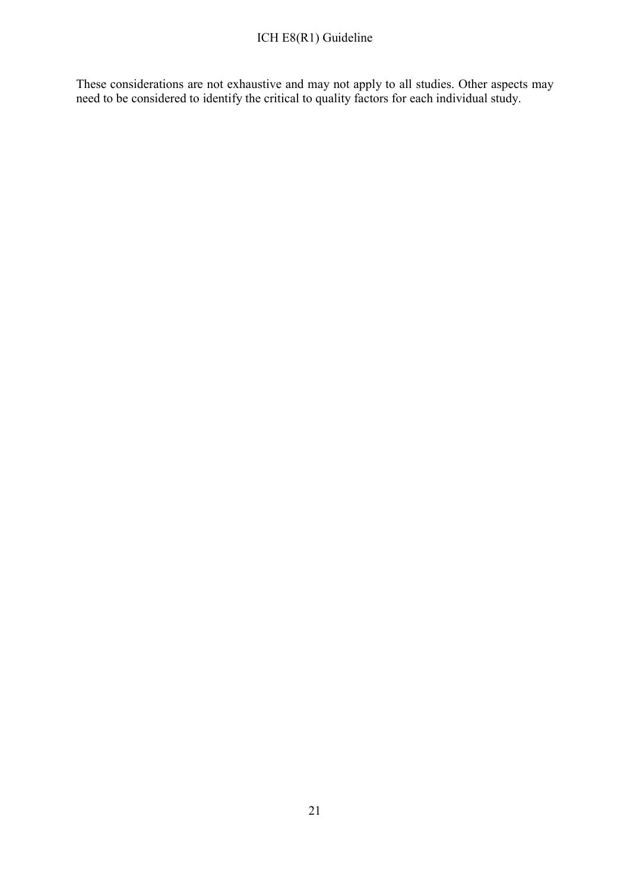These considerations are not exhaustive and may not apply to all studies. Other aspects may need to be considered to identify the critical to quality factors for each individual study.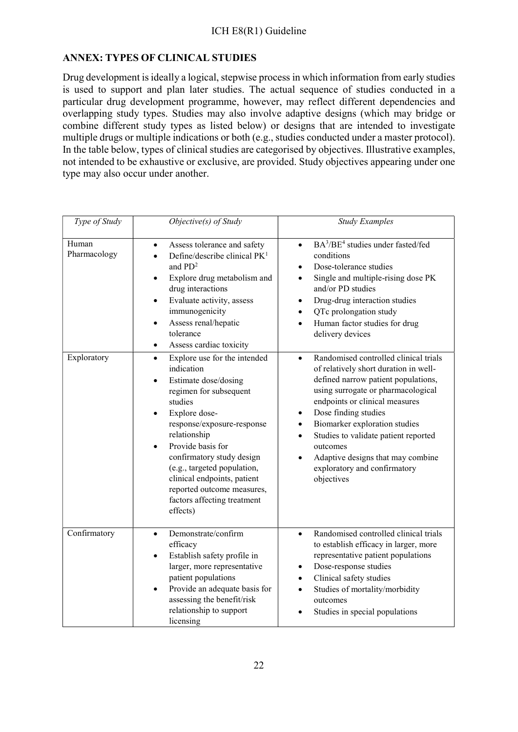## ANNEX: TYPES OF CLINICAL STUDIES

Drug development is ideally a logical, stepwise process in which information from early studies is used to support and plan later studies. The actual sequence of studies conducted in a particular drug development programme, however, may reflect different dependencies and overlapping study types. Studies may also involve adaptive designs (which may bridge or combine different study types as listed below) or designs that are intended to investigate multiple drugs or multiple indications or both (e.g., studies conducted under a master protocol). In the table below, types of clinical studies are categorised by objectives. Illustrative examples, not intended to be exhaustive or exclusive, are provided. Study objectives appearing under one type may also occur under another.

| *Type of Study* | *Objective(s) of Study* | *Study Examples* |
|---|---|---|
| Human Pharmacology | • Assess tolerance and safety<br>• Define/describe clinical PK[1] and PD[2]<br>• Explore drug metabolism and drug interactions<br>• Evaluate activity, assess immunogenicity<br>• Assess renal/hepatic tolerance<br>• Assess cardiac toxicity | • BA[3]/BE[4] studies under fasted/fed conditions<br>• Dose-tolerance studies<br>• Single and multiple-rising dose PK and/or PD studies<br>• Drug-drug interaction studies<br>• QTc prolongation study<br>• Human factor studies for drug delivery devices |
| Exploratory | • Explore use for the intended indication<br>• Estimate dose/dosing regimen for subsequent studies<br>• Explore dose-response/exposure-response relationship<br>• Provide basis for confirmatory study design (e.g., targeted population, clinical endpoints, patient reported outcome measures, factors affecting treatment effects) | • Randomised controlled clinical trials of relatively short duration in well-defined narrow patient populations, using surrogate or pharmacological endpoints or clinical measures<br>• Dose finding studies<br>• Biomarker exploration studies<br>• Studies to validate patient reported outcomes<br>• Adaptive designs that may combine exploratory and confirmatory objectives |
| Confirmatory | • Demonstrate/confirm efficacy<br>• Establish safety profile in larger, more representative patient populations<br>• Provide an adequate basis for assessing the benefit/risk relationship to support licensing | • Randomised controlled clinical trials to establish efficacy in larger, more representative patient populations<br>• Dose-response studies<br>• Clinical safety studies<br>• Studies of mortality/morbidity outcomes<br>• Studies in special populations |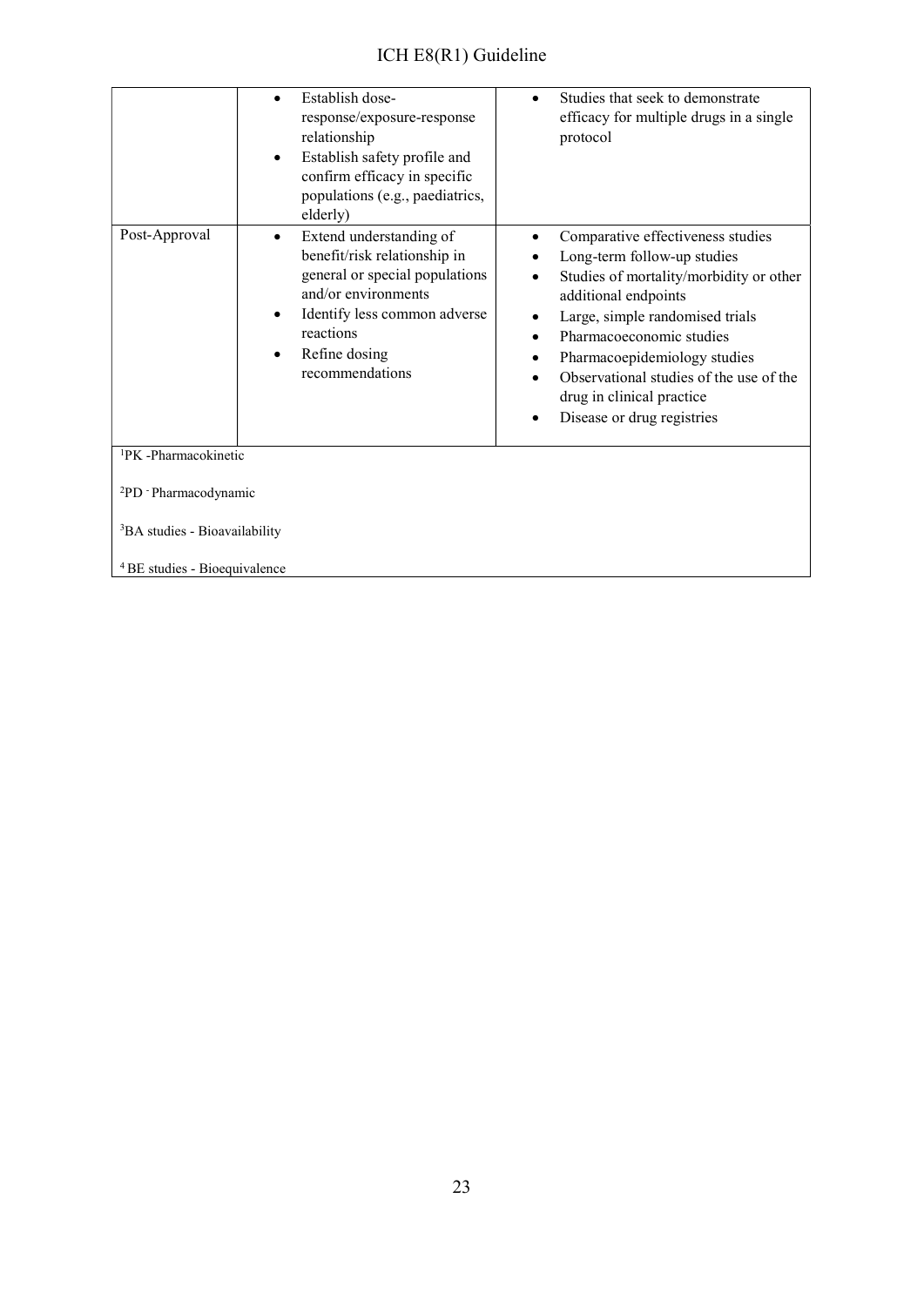| | | |
|---|---|---|
| | • Establish dose-response/exposure-response relationship<br>• Establish safety profile and confirm efficacy in specific populations (e.g., paediatrics, elderly) | • Studies that seek to demonstrate efficacy for multiple drugs in a single protocol |
| Post-Approval | • Extend understanding of benefit/risk relationship in general or special populations and/or environments<br>• Identify less common adverse reactions<br>• Refine dosing recommendations | • Comparative effectiveness studies<br>• Long-term follow-up studies<br>• Studies of mortality/morbidity or other additional endpoints<br>• Large, simple randomised trials<br>• Pharmacoeconomic studies<br>• Pharmacoepidemiology studies<br>• Observational studies of the use of the drug in clinical practice<br>• Disease or drug registries |

[1]PK -Pharmacokinetic

[2]PD - Pharmacodynamic

[3]BA studies - Bioavailability

[4]BE studies - Bioequivalence